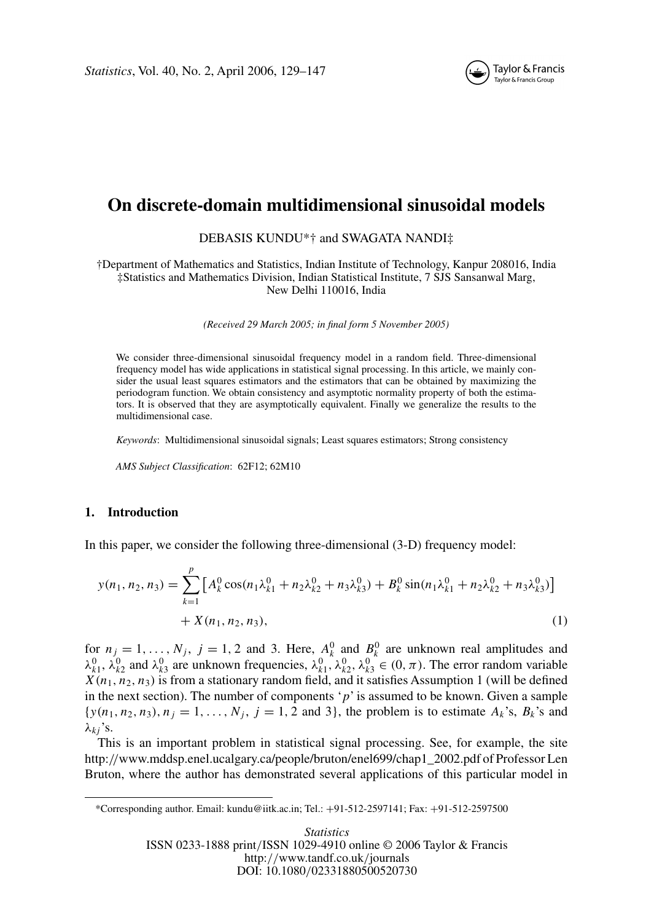# On discrete-domain multidimensional sinusoidal models

DEBASIS KUNDU*† and SWAGATA NANDI‡

†Department of Mathematics and Statistics, Indian Institute of Technology, Kanpur 208016, India
‡Statistics and Mathematics Division, Indian Statistical Institute, 7 SJS Sansanwal Marg, New Delhi 110016, India

*(Received 29 March 2005; in final form 5 November 2005)*

We consider three-dimensional sinusoidal frequency model in a random field. Three-dimensional frequency model has wide applications in statistical signal processing. In this article, we mainly consider the usual least squares estimators and the estimators that can be obtained by maximizing the periodogram function. We obtain consistency and asymptotic normality property of both the estimators. It is observed that they are asymptotically equivalent. Finally we generalize the results to the multidimensional case.

*Keywords*: Multidimensional sinusoidal signals; Least squares estimators; Strong consistency

*AMS Subject Classification*: 62F12; 62M10

## 1. Introduction

In this paper, we consider the following three-dimensional (3-D) frequency model:

$$
\begin{aligned}
y(n_1, n_2, n_3) = \sum_{k=1}^{p} \left[ A_k^0 \cos(n_1\lambda_{k1}^0 + n_2\lambda_{k2}^0 + n_3\lambda_{k3}^0) + B_k^0 \sin(n_1\lambda_{k1}^0 + n_2\lambda_{k2}^0 + n_3\lambda_{k3}^0) \right] \\
+ X(n_1, n_2, n_3), \qquad (1)
\end{aligned}
$$

for $n_j = 1, \ldots, N_j$, $j = 1, 2$ and 3. Here, $A_k^0$ and $B_k^0$ are unknown real amplitudes and $\lambda_{k1}^0$, $\lambda_{k2}^0$ and $\lambda_{k3}^0$ are unknown frequencies, $\lambda_{k1}^0, \lambda_{k2}^0, \lambda_{k3}^0 \in (0, \pi)$. The error random variable $X(n_1, n_2, n_3)$ is from a stationary random field, and it satisfies Assumption 1 (will be defined in the next section). The number of components '$p$' is assumed to be known. Given a sample $\{y(n_1, n_2, n_3), n_j = 1, \ldots, N_j,\ j = 1, 2 \text{ and } 3\}$, the problem is to estimate $A_k$'s, $B_k$'s and $\lambda_{kj}$'s.

This is an important problem in statistical signal processing. See, for example, the site http://www.mddsp.enel.ucalgary.ca/people/bruton/enel699/chap1_2002.pdf of Professor Len Bruton, where the author has demonstrated several applications of this particular model in

*Corresponding author. Email: kundu@iitk.ac.in; Tel.: +91-512-2597141; Fax: +91-512-2597500

*Statistics*
ISSN 0233-1888 print/ISSN 1029-4910 online © 2006 Taylor & Francis
http://www.tandf.co.uk/journals
DOI: 10.1080/02331880500520730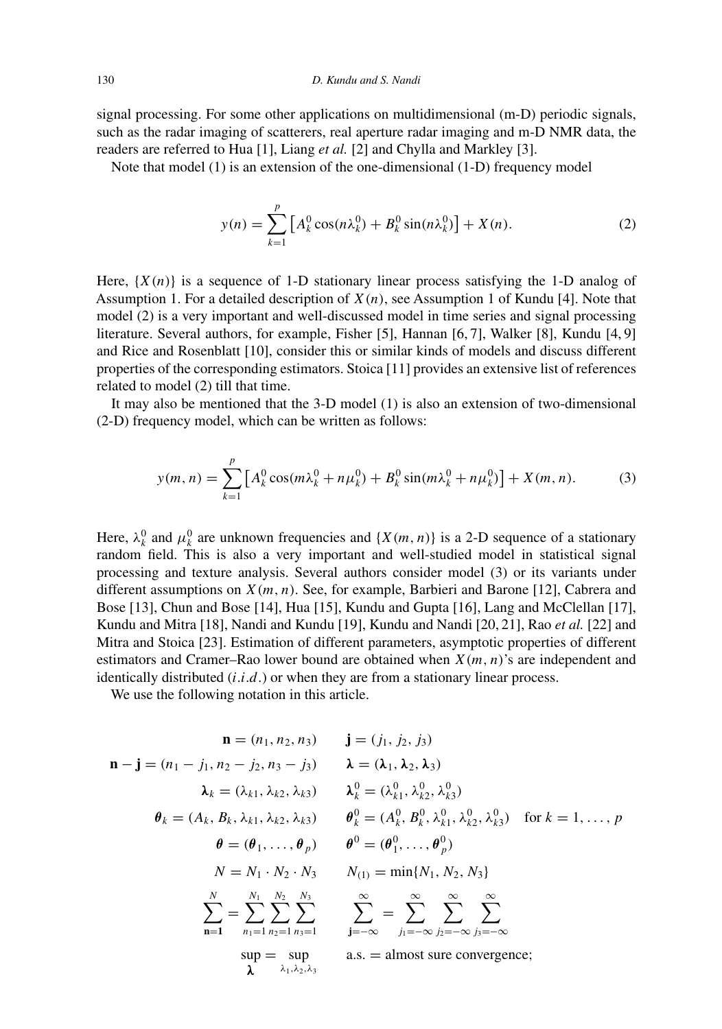signal processing. For some other applications on multidimensional (m-D) periodic signals, such as the radar imaging of scatterers, real aperture radar imaging and m-D NMR data, the readers are referred to Hua [1], Liang *et al.* [2] and Chylla and Markley [3].

Note that model (1) is an extension of the one-dimensional (1-D) frequency model

$$y(n) = \sum_{k=1}^{p} \left[ A_k^0 \cos(n\lambda_k^0) + B_k^0 \sin(n\lambda_k^0) \right] + X(n). \tag{2}$$

Here, $\{X(n)\}$ is a sequence of 1-D stationary linear process satisfying the 1-D analog of Assumption 1. For a detailed description of $X(n)$, see Assumption 1 of Kundu [4]. Note that model (2) is a very important and well-discussed model in time series and signal processing literature. Several authors, for example, Fisher [5], Hannan [6, 7], Walker [8], Kundu [4, 9] and Rice and Rosenblatt [10], consider this or similar kinds of models and discuss different properties of the corresponding estimators. Stoica [11] provides an extensive list of references related to model (2) till that time.

It may also be mentioned that the 3-D model (1) is also an extension of two-dimensional (2-D) frequency model, which can be written as follows:

$$y(m,n) = \sum_{k=1}^{p} \left[ A_k^0 \cos(m\lambda_k^0 + n\mu_k^0) + B_k^0 \sin(m\lambda_k^0 + n\mu_k^0) \right] + X(m,n). \tag{3}$$

Here, $\lambda_k^0$ and $\mu_k^0$ are unknown frequencies and $\{X(m,n)\}$ is a 2-D sequence of a stationary random field. This is also a very important and well-studied model in statistical signal processing and texture analysis. Several authors consider model (3) or its variants under different assumptions on $X(m,n)$. See, for example, Barbieri and Barone [12], Cabrera and Bose [13], Chun and Bose [14], Hua [15], Kundu and Gupta [16], Lang and McClellan [17], Kundu and Mitra [18], Nandi and Kundu [19], Kundu and Nandi [20, 21], Rao *et al.* [22] and Mitra and Stoica [23]. Estimation of different parameters, asymptotic properties of different estimators and Cramer–Rao lower bound are obtained when $X(m,n)$'s are independent and identically distributed ($i.i.d.$) or when they are from a stationary linear process.

We use the following notation in this article.

$$\mathbf{n} = (n_1, n_2, n_3) \qquad \mathbf{j} = (j_1, j_2, j_3)$$

$$\mathbf{n} - \mathbf{j} = (n_1 - j_1, n_2 - j_2, n_3 - j_3) \qquad \boldsymbol{\lambda} = (\boldsymbol{\lambda}_1, \boldsymbol{\lambda}_2, \boldsymbol{\lambda}_3)$$

$$\boldsymbol{\lambda}_k = (\lambda_{k1}, \lambda_{k2}, \lambda_{k3}) \qquad \boldsymbol{\lambda}_k^0 = (\lambda_{k1}^0, \lambda_{k2}^0, \lambda_{k3}^0)$$

$$\boldsymbol{\theta}_k = (A_k, B_k, \lambda_{k1}, \lambda_{k2}, \lambda_{k3}) \qquad \boldsymbol{\theta}_k^0 = (A_k^0, B_k^0, \lambda_{k1}^0, \lambda_{k2}^0, \lambda_{k3}^0) \quad \text{for } k = 1, \ldots, p$$

$$\boldsymbol{\theta} = (\boldsymbol{\theta}_1, \ldots, \boldsymbol{\theta}_p) \qquad \boldsymbol{\theta}^0 = (\boldsymbol{\theta}_1^0, \ldots, \boldsymbol{\theta}_p^0)$$

$$N = N_1 \cdot N_2 \cdot N_3 \qquad N_{(1)} = \min\{N_1, N_2, N_3\}$$

$$\sum_{\mathbf{n}=\mathbf{1}}^{N} = \sum_{n_1=1}^{N_1} \sum_{n_2=1}^{N_2} \sum_{n_3=1}^{N_3} \qquad \sum_{\mathbf{j}=-\infty}^{\infty} = \sum_{j_1=-\infty}^{\infty} \sum_{j_2=-\infty}^{\infty} \sum_{j_3=-\infty}^{\infty}$$

$$\sup_{\boldsymbol{\lambda}} = \sup_{\lambda_1, \lambda_2, \lambda_3} \qquad \text{a.s.} = \text{almost sure convergence;}$$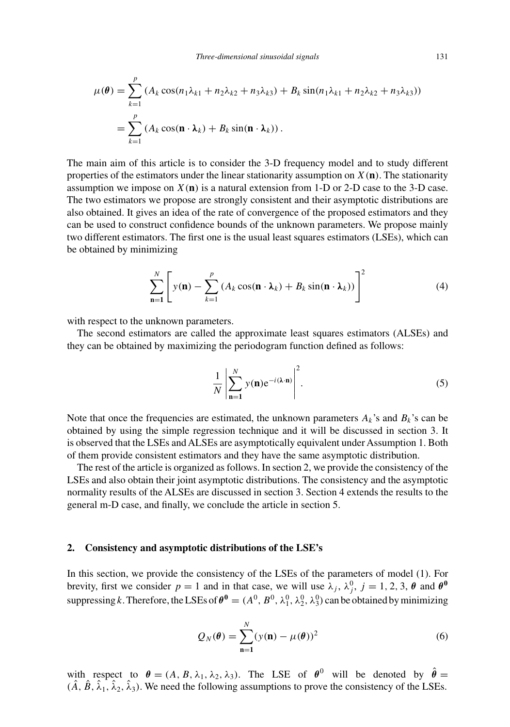$$
\begin{aligned}
\mu(\boldsymbol{\theta}) &= \sum_{k=1}^{p} \left(A_k \cos(n_1\lambda_{k1} + n_2\lambda_{k2} + n_3\lambda_{k3}) + B_k \sin(n_1\lambda_{k1} + n_2\lambda_{k2} + n_3\lambda_{k3})\right) \\
&= \sum_{k=1}^{p} \left(A_k \cos(\mathbf{n} \cdot \boldsymbol{\lambda}_k) + B_k \sin(\mathbf{n} \cdot \boldsymbol{\lambda}_k)\right).
\end{aligned}
$$

The main aim of this article is to consider the 3-D frequency model and to study different properties of the estimators under the linear stationarity assumption on $X(\mathbf{n})$. The stationarity assumption we impose on $X(\mathbf{n})$ is a natural extension from 1-D or 2-D case to the 3-D case. The two estimators we propose are strongly consistent and their asymptotic distributions are also obtained. It gives an idea of the rate of convergence of the proposed estimators and they can be used to construct confidence bounds of the unknown parameters. We propose mainly two different estimators. The first one is the usual least squares estimators (LSEs), which can be obtained by minimizing

$$
\sum_{\mathbf{n}=\mathbf{1}}^{N} \left[ y(\mathbf{n}) - \sum_{k=1}^{p} \left(A_k \cos(\mathbf{n} \cdot \boldsymbol{\lambda}_k) + B_k \sin(\mathbf{n} \cdot \boldsymbol{\lambda}_k)\right) \right]^2 \tag{4}
$$

with respect to the unknown parameters.

The second estimators are called the approximate least squares estimators (ALSEs) and they can be obtained by maximizing the periodogram function defined as follows:

$$
\frac{1}{N} \left| \sum_{\mathbf{n}=\mathbf{1}}^{N} y(\mathbf{n}) \mathrm{e}^{-i(\boldsymbol{\lambda} \cdot \mathbf{n})} \right|^2. \tag{5}
$$

Note that once the frequencies are estimated, the unknown parameters $A_k$'s and $B_k$'s can be obtained by using the simple regression technique and it will be discussed in section 3. It is observed that the LSEs and ALSEs are asymptotically equivalent under Assumption 1. Both of them provide consistent estimators and they have the same asymptotic distribution.

The rest of the article is organized as follows. In section 2, we provide the consistency of the LSEs and also obtain their joint asymptotic distributions. The consistency and the asymptotic normality results of the ALSEs are discussed in section 3. Section 4 extends the results to the general m-D case, and finally, we conclude the article in section 5.

## 2. Consistency and asymptotic distributions of the LSE's

In this section, we provide the consistency of the LSEs of the parameters of model (1). For brevity, first we consider $p = 1$ and in that case, we will use $\lambda_j$, $\lambda_j^0$, $j = 1, 2, 3$, $\boldsymbol{\theta}$ and $\boldsymbol{\theta}^{\mathbf{0}}$ suppressing $k$. Therefore, the LSEs of $\boldsymbol{\theta}^{\mathbf{0}} = (A^0, B^0, \lambda_1^0, \lambda_2^0, \lambda_3^0)$ can be obtained by minimizing

$$
Q_N(\boldsymbol{\theta}) = \sum_{\mathbf{n}=\mathbf{1}}^{N} (y(\mathbf{n}) - \mu(\boldsymbol{\theta}))^2 \tag{6}
$$

with respect to $\boldsymbol{\theta} = (A, B, \lambda_1, \lambda_2, \lambda_3)$. The LSE of $\boldsymbol{\theta}^0$ will be denoted by $\hat{\boldsymbol{\theta}} = (\hat{A}, \hat{B}, \hat{\lambda}_1, \hat{\lambda}_2, \hat{\lambda}_3)$. We need the following assumptions to prove the consistency of the LSEs.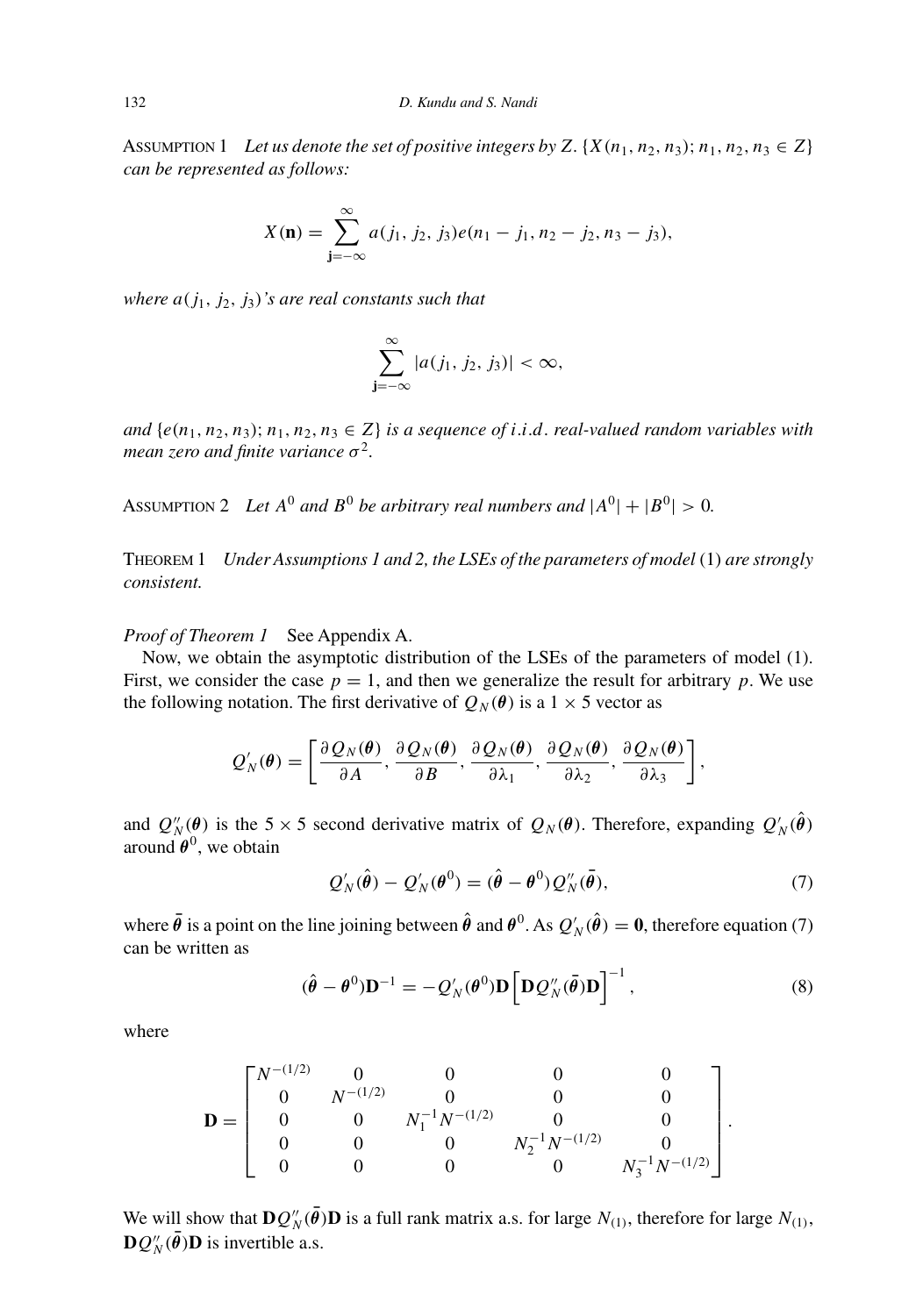ASSUMPTION 1 *Let us denote the set of positive integers by $Z$. $\{X(n_1, n_2, n_3); n_1, n_2, n_3 \in Z\}$ can be represented as follows:*

$$X(\mathbf{n}) = \sum_{\mathbf{j}=-\infty}^{\infty} a(j_1, j_2, j_3) e(n_1 - j_1, n_2 - j_2, n_3 - j_3),$$

*where $a(j_1, j_2, j_3)$'s are real constants such that*

$$\sum_{\mathbf{j}=-\infty}^{\infty} |a(j_1, j_2, j_3)| < \infty,$$

*and $\{e(n_1, n_2, n_3); n_1, n_2, n_3 \in Z\}$ is a sequence of i.i.d. real-valued random variables with mean zero and finite variance $\sigma^2$.*

ASSUMPTION 2 *Let $A^0$ and $B^0$ be arbitrary real numbers and $|A^0| + |B^0| > 0$.*

THEOREM 1 *Under Assumptions 1 and 2, the LSEs of the parameters of model* (1) *are strongly consistent.*

*Proof of Theorem 1* See Appendix A.

Now, we obtain the asymptotic distribution of the LSEs of the parameters of model (1). First, we consider the case $p = 1$, and then we generalize the result for arbitrary $p$. We use the following notation. The first derivative of $Q_N(\boldsymbol{\theta})$ is a $1 \times 5$ vector as

$$Q'_N(\boldsymbol{\theta}) = \left[ \frac{\partial Q_N(\boldsymbol{\theta})}{\partial A}, \frac{\partial Q_N(\boldsymbol{\theta})}{\partial B}, \frac{\partial Q_N(\boldsymbol{\theta})}{\partial \lambda_1}, \frac{\partial Q_N(\boldsymbol{\theta})}{\partial \lambda_2}, \frac{\partial Q_N(\boldsymbol{\theta})}{\partial \lambda_3} \right],$$

and $Q''_N(\boldsymbol{\theta})$ is the $5 \times 5$ second derivative matrix of $Q_N(\boldsymbol{\theta})$. Therefore, expanding $Q'_N(\hat{\boldsymbol{\theta}})$ around $\boldsymbol{\theta}^0$, we obtain

$$Q'_N(\hat{\boldsymbol{\theta}}) - Q'_N(\boldsymbol{\theta}^0) = (\hat{\boldsymbol{\theta}} - \boldsymbol{\theta}^0) Q''_N(\bar{\boldsymbol{\theta}}), \tag{7}$$

where $\bar{\boldsymbol{\theta}}$ is a point on the line joining between $\hat{\boldsymbol{\theta}}$ and $\boldsymbol{\theta}^0$. As $Q'_N(\hat{\boldsymbol{\theta}}) = \mathbf{0}$, therefore equation (7) can be written as

$$(\hat{\boldsymbol{\theta}} - \boldsymbol{\theta}^0)\mathbf{D}^{-1} = -Q'_N(\boldsymbol{\theta}^0)\mathbf{D}\left[\mathbf{D}Q''_N(\bar{\boldsymbol{\theta}})\mathbf{D}\right]^{-1}, \tag{8}$$

where

$$\mathbf{D} = \begin{bmatrix} N^{-(1/2)} & 0 & 0 & 0 & 0 \\ 0 & N^{-(1/2)} & 0 & 0 & 0 \\ 0 & 0 & N_1^{-1}N^{-(1/2)} & 0 & 0 \\ 0 & 0 & 0 & N_2^{-1}N^{-(1/2)} & 0 \\ 0 & 0 & 0 & 0 & N_3^{-1}N^{-(1/2)} \end{bmatrix}.$$

We will show that $\mathbf{D}Q''_N(\bar{\boldsymbol{\theta}})\mathbf{D}$ is a full rank matrix a.s. for large $N_{(1)}$, therefore for large $N_{(1)}$, $\mathbf{D}Q''_N(\bar{\boldsymbol{\theta}})\mathbf{D}$ is invertible a.s.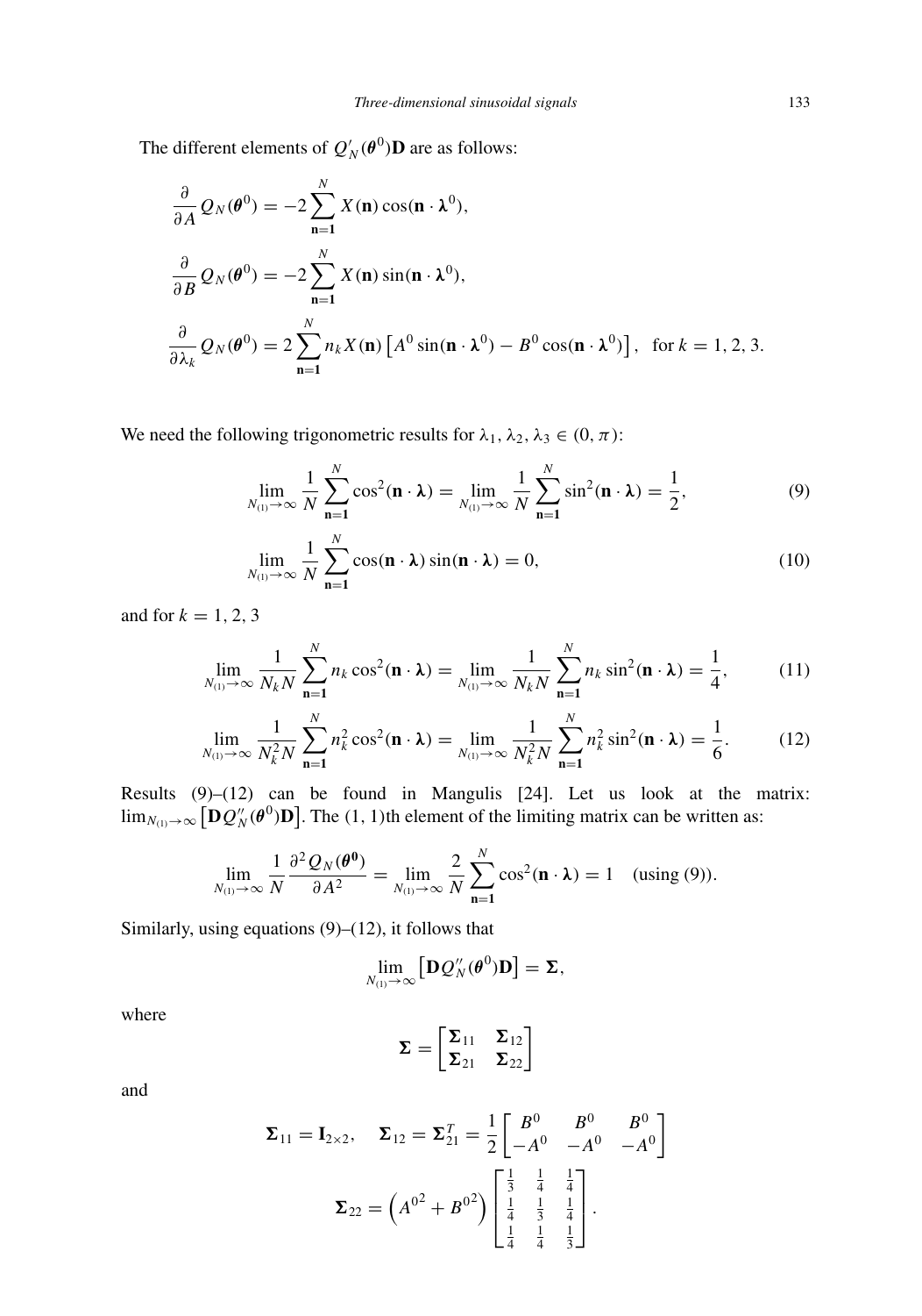The different elements of $Q'_N(\boldsymbol{\theta}^0)\mathbf{D}$ are as follows:

$$\frac{\partial}{\partial A} Q_N(\boldsymbol{\theta}^0) = -2 \sum_{\mathbf{n}=\mathbf{1}}^{N} X(\mathbf{n}) \cos(\mathbf{n} \cdot \boldsymbol{\lambda}^0),$$

$$\frac{\partial}{\partial B} Q_N(\boldsymbol{\theta}^0) = -2 \sum_{\mathbf{n}=\mathbf{1}}^{N} X(\mathbf{n}) \sin(\mathbf{n} \cdot \boldsymbol{\lambda}^0),$$

$$\frac{\partial}{\partial \lambda_k} Q_N(\boldsymbol{\theta}^0) = 2 \sum_{\mathbf{n}=\mathbf{1}}^{N} n_k X(\mathbf{n}) \left[ A^0 \sin(\mathbf{n} \cdot \boldsymbol{\lambda}^0) - B^0 \cos(\mathbf{n} \cdot \boldsymbol{\lambda}^0) \right], \quad \text{for } k = 1, 2, 3.$$

We need the following trigonometric results for $\lambda_1, \lambda_2, \lambda_3 \in (0, \pi)$:

$$\lim_{N_{(1)} \to \infty} \frac{1}{N} \sum_{\mathbf{n}=\mathbf{1}}^{N} \cos^2(\mathbf{n} \cdot \boldsymbol{\lambda}) = \lim_{N_{(1)} \to \infty} \frac{1}{N} \sum_{\mathbf{n}=\mathbf{1}}^{N} \sin^2(\mathbf{n} \cdot \boldsymbol{\lambda}) = \frac{1}{2}, \tag{9}$$

$$\lim_{N_{(1)} \to \infty} \frac{1}{N} \sum_{\mathbf{n}=\mathbf{1}}^{N} \cos(\mathbf{n} \cdot \boldsymbol{\lambda}) \sin(\mathbf{n} \cdot \boldsymbol{\lambda}) = 0, \tag{10}$$

and for $k = 1, 2, 3$

$$\lim_{N_{(1)} \to \infty} \frac{1}{N_k N} \sum_{\mathbf{n}=\mathbf{1}}^{N} n_k \cos^2(\mathbf{n} \cdot \boldsymbol{\lambda}) = \lim_{N_{(1)} \to \infty} \frac{1}{N_k N} \sum_{\mathbf{n}=\mathbf{1}}^{N} n_k \sin^2(\mathbf{n} \cdot \boldsymbol{\lambda}) = \frac{1}{4}, \tag{11}$$

$$\lim_{N_{(1)} \to \infty} \frac{1}{N_k^2 N} \sum_{\mathbf{n}=\mathbf{1}}^{N} n_k^2 \cos^2(\mathbf{n} \cdot \boldsymbol{\lambda}) = \lim_{N_{(1)} \to \infty} \frac{1}{N_k^2 N} \sum_{\mathbf{n}=\mathbf{1}}^{N} n_k^2 \sin^2(\mathbf{n} \cdot \boldsymbol{\lambda}) = \frac{1}{6}. \tag{12}$$

Results (9)–(12) can be found in Mangulis [24]. Let us look at the matrix: $\lim_{N_{(1)} \to \infty} \left[ \mathbf{D} Q''_N(\boldsymbol{\theta}^0) \mathbf{D} \right]$. The (1, 1)th element of the limiting matrix can be written as:

$$\lim_{N_{(1)} \to \infty} \frac{1}{N} \frac{\partial^2 Q_N(\boldsymbol{\theta}^0)}{\partial A^2} = \lim_{N_{(1)} \to \infty} \frac{2}{N} \sum_{\mathbf{n}=\mathbf{1}}^{N} \cos^2(\mathbf{n} \cdot \boldsymbol{\lambda}) = 1 \quad \text{(using (9))}.$$

Similarly, using equations (9)–(12), it follows that

$$\lim_{N_{(1)} \to \infty} \left[ \mathbf{D} Q''_N(\boldsymbol{\theta}^0) \mathbf{D} \right] = \boldsymbol{\Sigma},$$

where

$$\boldsymbol{\Sigma} = \begin{bmatrix} \boldsymbol{\Sigma}_{11} & \boldsymbol{\Sigma}_{12} \\ \boldsymbol{\Sigma}_{21} & \boldsymbol{\Sigma}_{22} \end{bmatrix}$$

and

$$\boldsymbol{\Sigma}_{11} = \mathbf{I}_{2 \times 2}, \quad \boldsymbol{\Sigma}_{12} = \boldsymbol{\Sigma}_{21}^T = \frac{1}{2} \begin{bmatrix} B^0 & B^0 & B^0 \\ -A^0 & -A^0 & -A^0 \end{bmatrix}$$

$$\boldsymbol{\Sigma}_{22} = \left( {A^0}^2 + {B^0}^2 \right) \begin{bmatrix} \frac{1}{3} & \frac{1}{4} & \frac{1}{4} \\ \frac{1}{4} & \frac{1}{3} & \frac{1}{4} \\ \frac{1}{4} & \frac{1}{4} & \frac{1}{3} \end{bmatrix}.$$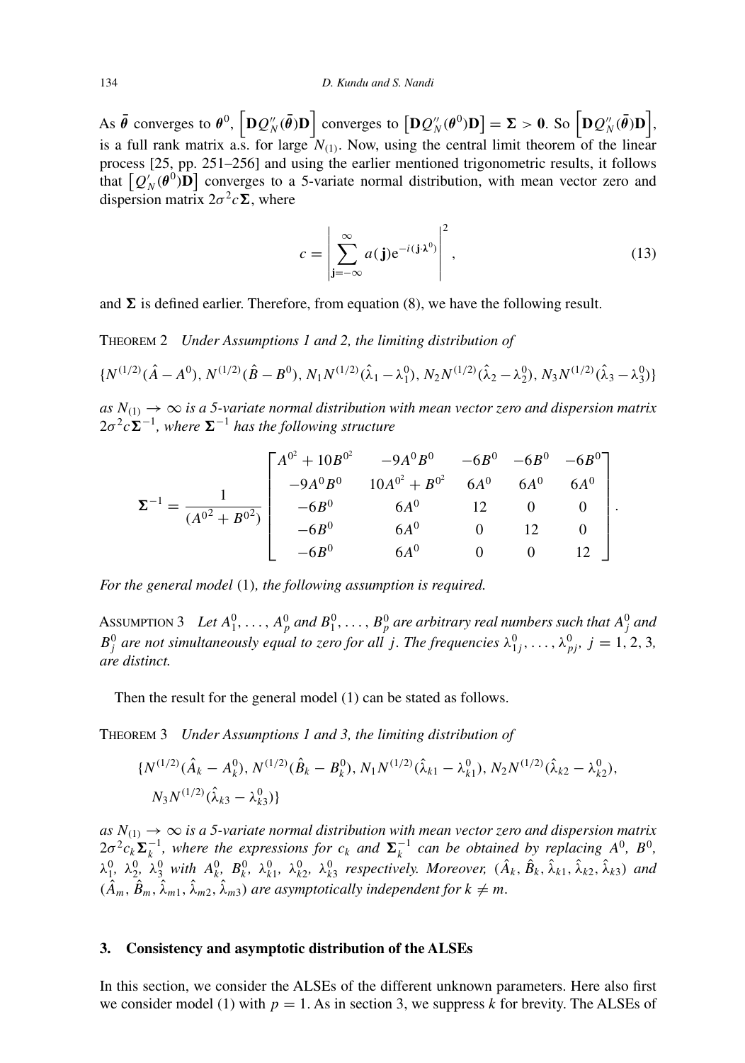As $\bar{\boldsymbol{\theta}}$ converges to $\boldsymbol{\theta}^0$, $\left[\mathbf{D}Q_N''(\bar{\boldsymbol{\theta}})\mathbf{D}\right]$ converges to $\left[\mathbf{D}Q_N''(\boldsymbol{\theta}^0)\mathbf{D}\right] = \boldsymbol{\Sigma} > \mathbf{0}$. So $\left[\mathbf{D}Q_N''(\bar{\boldsymbol{\theta}})\mathbf{D}\right]$, is a full rank matrix a.s. for large $N_{(1)}$. Now, using the central limit theorem of the linear process [25, pp. 251–256] and using the earlier mentioned trigonometric results, it follows that $\left[Q_N'(\boldsymbol{\theta}^0)\mathbf{D}\right]$ converges to a 5-variate normal distribution, with mean vector zero and dispersion matrix $2\sigma^2 c\boldsymbol{\Sigma}$, where

$$c = \left| \sum_{\mathbf{j}=-\infty}^{\infty} a(\mathbf{j}) e^{-i(\mathbf{j}\cdot\boldsymbol{\lambda}^0)} \right|^2, \tag{13}$$

and $\boldsymbol{\Sigma}$ is defined earlier. Therefore, from equation (8), we have the following result.

THEOREM 2 *Under Assumptions 1 and 2, the limiting distribution of*

$$\{N^{(1/2)}(\hat{A} - A^0),\ N^{(1/2)}(\hat{B} - B^0),\ N_1 N^{(1/2)}(\hat{\lambda}_1 - \lambda_1^0),\ N_2 N^{(1/2)}(\hat{\lambda}_2 - \lambda_2^0),\ N_3 N^{(1/2)}(\hat{\lambda}_3 - \lambda_3^0)\}$$

*as $N_{(1)} \to \infty$ is a 5-variate normal distribution with mean vector zero and dispersion matrix $2\sigma^2 c\boldsymbol{\Sigma}^{-1}$, where $\boldsymbol{\Sigma}^{-1}$ has the following structure*

$$\boldsymbol{\Sigma}^{-1} = \frac{1}{(A^{0^2} + B^{0^2})} \begin{bmatrix} A^{0^2} + 10B^{0^2} & -9A^0B^0 & -6B^0 & -6B^0 & -6B^0 \\ -9A^0B^0 & 10A^{0^2} + B^{0^2} & 6A^0 & 6A^0 & 6A^0 \\ -6B^0 & 6A^0 & 12 & 0 & 0 \\ -6B^0 & 6A^0 & 0 & 12 & 0 \\ -6B^0 & 6A^0 & 0 & 0 & 12 \end{bmatrix}.$$

*For the general model* (1)*, the following assumption is required.*

ASSUMPTION 3 *Let $A_1^0, \ldots, A_p^0$ and $B_1^0, \ldots, B_p^0$ are arbitrary real numbers such that $A_j^0$ and $B_j^0$ are not simultaneously equal to zero for all $j$. The frequencies $\lambda_{1j}^0, \ldots, \lambda_{pj}^0$, $j = 1, 2, 3$, are distinct.*

Then the result for the general model (1) can be stated as follows.

THEOREM 3 *Under Assumptions 1 and 3, the limiting distribution of*

$$\{N^{(1/2)}(\hat{A}_k - A_k^0),\ N^{(1/2)}(\hat{B}_k - B_k^0),\ N_1 N^{(1/2)}(\hat{\lambda}_{k1} - \lambda_{k1}^0),\ N_2 N^{(1/2)}(\hat{\lambda}_{k2} - \lambda_{k2}^0),$$
$$N_3 N^{(1/2)}(\hat{\lambda}_{k3} - \lambda_{k3}^0)\}$$

*as $N_{(1)} \to \infty$ is a 5-variate normal distribution with mean vector zero and dispersion matrix $2\sigma^2 c_k \boldsymbol{\Sigma}_k^{-1}$, where the expressions for $c_k$ and $\boldsymbol{\Sigma}_k^{-1}$ can be obtained by replacing $A^0$, $B^0$, $\lambda_1^0$, $\lambda_2^0$, $\lambda_3^0$ with $A_k^0$, $B_k^0$, $\lambda_{k1}^0$, $\lambda_{k2}^0$, $\lambda_{k3}^0$ respectively. Moreover, $(\hat{A}_k, \hat{B}_k, \hat{\lambda}_{k1}, \hat{\lambda}_{k2}, \hat{\lambda}_{k3})$ and $(\hat{A}_m, \hat{B}_m, \hat{\lambda}_{m1}, \hat{\lambda}_{m2}, \hat{\lambda}_{m3})$ are asymptotically independent for $k \neq m$.*

## 3. Consistency and asymptotic distribution of the ALSEs

In this section, we consider the ALSEs of the different unknown parameters. Here also first we consider model (1) with $p = 1$. As in section 3, we suppress $k$ for brevity. The ALSEs of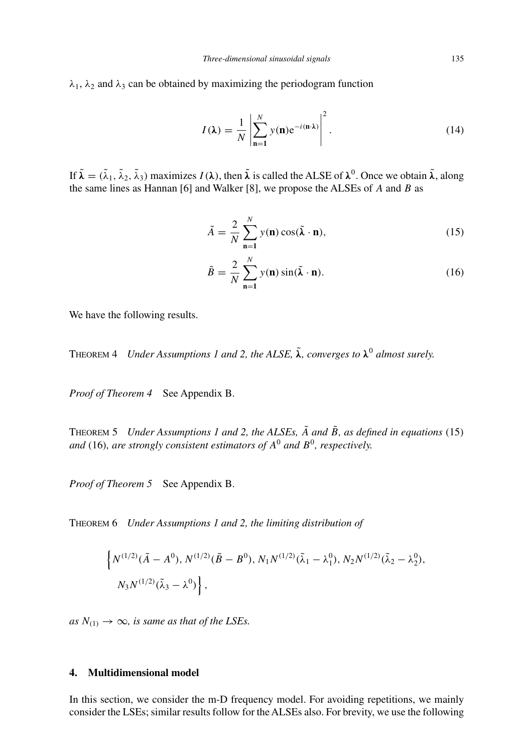$\lambda_1$, $\lambda_2$ and $\lambda_3$ can be obtained by maximizing the periodogram function

$$I(\boldsymbol{\lambda}) = \frac{1}{N} \left| \sum_{\mathbf{n}=\mathbf{1}}^{N} y(\mathbf{n}) \mathrm{e}^{-i(\mathbf{n} \cdot \boldsymbol{\lambda})} \right|^2. \tag{14}$$

If $\tilde{\boldsymbol{\lambda}} = (\tilde{\lambda}_1, \tilde{\lambda}_2, \tilde{\lambda}_3)$ maximizes $I(\boldsymbol{\lambda})$, then $\tilde{\boldsymbol{\lambda}}$ is called the ALSE of $\boldsymbol{\lambda}^0$. Once we obtain $\tilde{\boldsymbol{\lambda}}$, along the same lines as Hannan [6] and Walker [8], we propose the ALSEs of $A$ and $B$ as

$$\tilde{A} = \frac{2}{N} \sum_{\mathbf{n}=\mathbf{1}}^{N} y(\mathbf{n}) \cos(\tilde{\boldsymbol{\lambda}} \cdot \mathbf{n}), \tag{15}$$

$$\tilde{B} = \frac{2}{N} \sum_{\mathbf{n}=\mathbf{1}}^{N} y(\mathbf{n}) \sin(\tilde{\boldsymbol{\lambda}} \cdot \mathbf{n}). \tag{16}$$

We have the following results.

THEOREM 4 *Under Assumptions 1 and 2, the ALSE,* $\tilde{\boldsymbol{\lambda}}$*, converges to* $\boldsymbol{\lambda}^0$ *almost surely.*

*Proof of Theorem 4* See Appendix B.

THEOREM 5 *Under Assumptions 1 and 2, the ALSEs,* $\tilde{A}$ *and* $\tilde{B}$*, as defined in equations* (15) *and* (16)*, are strongly consistent estimators of* $A^0$ *and* $B^0$*, respectively.*

*Proof of Theorem 5* See Appendix B.

THEOREM 6 *Under Assumptions 1 and 2, the limiting distribution of*

$$\Big\{ N^{(1/2)}(\tilde{A} - A^0), N^{(1/2)}(\tilde{B} - B^0), N_1 N^{(1/2)}(\tilde{\lambda}_1 - \lambda_1^0), N_2 N^{(1/2)}(\tilde{\lambda}_2 - \lambda_2^0), N_3 N^{(1/2)}(\tilde{\lambda}_3 - \lambda^0) \Big\},$$

*as* $N_{(1)} \to \infty$*, is same as that of the LSEs.*

## 4. Multidimensional model

In this section, we consider the m-D frequency model. For avoiding repetitions, we mainly consider the LSEs; similar results follow for the ALSEs also. For brevity, we use the following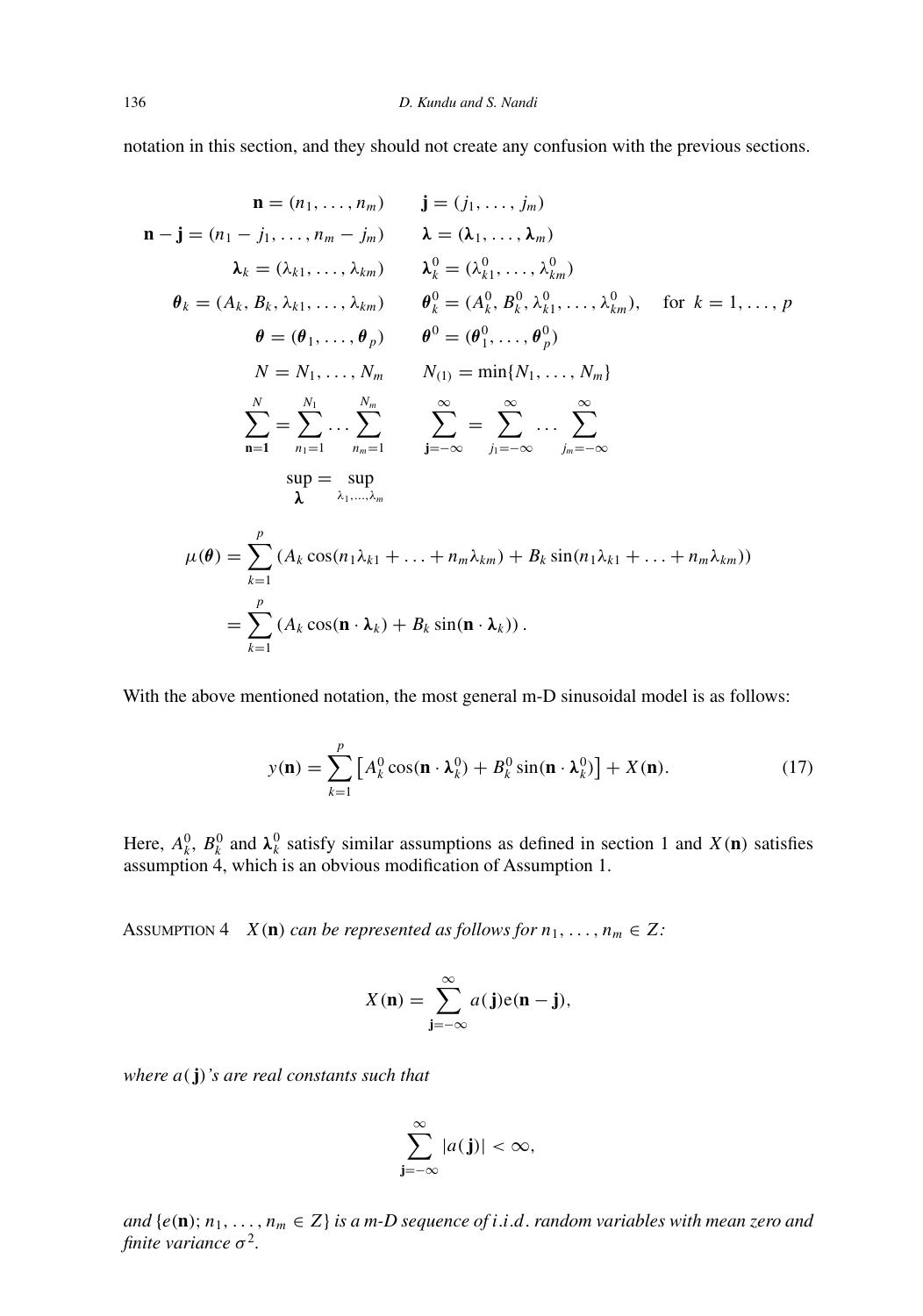notation in this section, and they should not create any confusion with the previous sections.

$$
\begin{aligned}
\mathbf{n} &= (n_1, \ldots, n_m) \qquad \mathbf{j} = (j_1, \ldots, j_m) \\
\mathbf{n} - \mathbf{j} &= (n_1 - j_1, \ldots, n_m - j_m) \qquad \boldsymbol{\lambda} = (\boldsymbol{\lambda}_1, \ldots, \boldsymbol{\lambda}_m) \\
\boldsymbol{\lambda}_k &= (\lambda_{k1}, \ldots, \lambda_{km}) \qquad \boldsymbol{\lambda}_k^0 = (\lambda_{k1}^0, \ldots, \lambda_{km}^0) \\
\boldsymbol{\theta}_k &= (A_k, B_k, \lambda_{k1}, \ldots, \lambda_{km}) \qquad \boldsymbol{\theta}_k^0 = (A_k^0, B_k^0, \lambda_{k1}^0, \ldots, \lambda_{km}^0), \quad \text{for } k = 1, \ldots, p \\
\boldsymbol{\theta} &= (\boldsymbol{\theta}_1, \ldots, \boldsymbol{\theta}_p) \qquad \boldsymbol{\theta}^0 = (\boldsymbol{\theta}_1^0, \ldots, \boldsymbol{\theta}_p^0) \\
N &= N_1, \ldots, N_m \qquad N_{(1)} = \min\{N_1, \ldots, N_m\} \\
\sum_{\mathbf{n}=\mathbf{1}}^{N} &= \sum_{n_1=1}^{N_1} \cdots \sum_{n_m=1}^{N_m} \qquad \sum_{\mathbf{j}=-\infty}^{\infty} = \sum_{j_1=-\infty}^{\infty} \cdots \sum_{j_m=-\infty}^{\infty} \\
\sup_{\boldsymbol{\lambda}} &= \sup_{\lambda_1, \ldots, \lambda_m}
\end{aligned}
$$

$$
\begin{aligned}
\mu(\boldsymbol{\theta}) &= \sum_{k=1}^{p} \left(A_k \cos(n_1 \lambda_{k1} + \ldots + n_m \lambda_{km}) + B_k \sin(n_1 \lambda_{k1} + \ldots + n_m \lambda_{km})\right) \\
&= \sum_{k=1}^{p} \left(A_k \cos(\mathbf{n} \cdot \boldsymbol{\lambda}_k) + B_k \sin(\mathbf{n} \cdot \boldsymbol{\lambda}_k)\right).
\end{aligned}
$$

With the above mentioned notation, the most general m-D sinusoidal model is as follows:

$$
y(\mathbf{n}) = \sum_{k=1}^{p} \left[A_k^0 \cos(\mathbf{n} \cdot \boldsymbol{\lambda}_k^0) + B_k^0 \sin(\mathbf{n} \cdot \boldsymbol{\lambda}_k^0)\right] + X(\mathbf{n}). \tag{17}
$$

Here, $A_k^0$, $B_k^0$ and $\boldsymbol{\lambda}_k^0$ satisfy similar assumptions as defined in section 1 and $X(\mathbf{n})$ satisfies assumption 4, which is an obvious modification of Assumption 1.

ASSUMPTION 4 *$X(\mathbf{n})$ can be represented as follows for $n_1, \ldots, n_m \in Z$:*

$$
X(\mathbf{n}) = \sum_{\mathbf{j}=-\infty}^{\infty} a(\mathbf{j}) e(\mathbf{n} - \mathbf{j}),
$$

*where $a(\mathbf{j})$'s are real constants such that*

$$
\sum_{\mathbf{j}=-\infty}^{\infty} |a(\mathbf{j})| < \infty,
$$

*and $\{e(\mathbf{n}); n_1, \ldots, n_m \in Z\}$ is a m-D sequence of i.i.d. random variables with mean zero and finite variance $\sigma^2$.*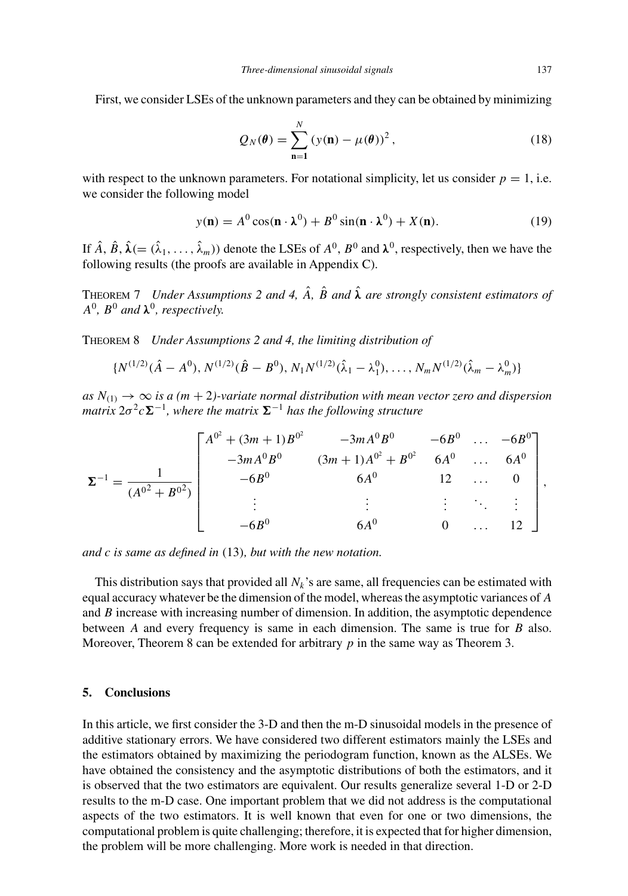First, we consider LSEs of the unknown parameters and they can be obtained by minimizing

$$Q_N(\boldsymbol{\theta}) = \sum_{\mathbf{n}=\mathbf{1}}^{N} (y(\mathbf{n}) - \mu(\boldsymbol{\theta}))^2, \tag{18}$$

with respect to the unknown parameters. For notational simplicity, let us consider $p = 1$, i.e. we consider the following model

$$y(\mathbf{n}) = A^0 \cos(\mathbf{n} \cdot \boldsymbol{\lambda}^0) + B^0 \sin(\mathbf{n} \cdot \boldsymbol{\lambda}^0) + X(\mathbf{n}). \tag{19}$$

If $\hat{A}$, $\hat{B}$, $\hat{\boldsymbol{\lambda}} (= (\hat{\lambda}_1, \ldots, \hat{\lambda}_m))$ denote the LSEs of $A^0$, $B^0$ and $\boldsymbol{\lambda}^0$, respectively, then we have the following results (the proofs are available in Appendix C).

THEOREM 7 *Under Assumptions 2 and 4, $\hat{A}$, $\hat{B}$ and $\hat{\boldsymbol{\lambda}}$ are strongly consistent estimators of $A^0$, $B^0$ and $\boldsymbol{\lambda}^0$, respectively.*

THEOREM 8 *Under Assumptions 2 and 4, the limiting distribution of*

$$\{N^{(1/2)}(\hat{A} - A^0), N^{(1/2)}(\hat{B} - B^0), N_1 N^{(1/2)}(\hat{\lambda}_1 - \lambda_1^0), \ldots, N_m N^{(1/2)}(\hat{\lambda}_m - \lambda_m^0)\}$$

*as $N_{(1)} \to \infty$ is a $(m+2)$-variate normal distribution with mean vector zero and dispersion matrix $2\sigma^2 c \boldsymbol{\Sigma}^{-1}$, where the matrix $\boldsymbol{\Sigma}^{-1}$ has the following structure*

$$\boldsymbol{\Sigma}^{-1} = \frac{1}{(A^{0^2} + B^{0^2})} \begin{bmatrix} A^{0^2} + (3m+1)B^{0^2} & -3mA^0B^0 & -6B^0 & \ldots & -6B^0 \\ -3mA^0B^0 & (3m+1)A^{0^2} + B^{0^2} & 6A^0 & \ldots & 6A^0 \\ -6B^0 & 6A^0 & 12 & \ldots & 0 \\ \vdots & \vdots & \vdots & \ddots & \vdots \\ -6B^0 & 6A^0 & 0 & \ldots & 12 \end{bmatrix},$$

*and $c$ is same as defined in* (13)*, but with the new notation.*

This distribution says that provided all $N_k$'s are same, all frequencies can be estimated with equal accuracy whatever be the dimension of the model, whereas the asymptotic variances of $A$ and $B$ increase with increasing number of dimension. In addition, the asymptotic dependence between $A$ and every frequency is same in each dimension. The same is true for $B$ also. Moreover, Theorem 8 can be extended for arbitrary $p$ in the same way as Theorem 3.

## 5. Conclusions

In this article, we first consider the 3-D and then the m-D sinusoidal models in the presence of additive stationary errors. We have considered two different estimators mainly the LSEs and the estimators obtained by maximizing the periodogram function, known as the ALSEs. We have obtained the consistency and the asymptotic distributions of both the estimators, and it is observed that the two estimators are equivalent. Our results generalize several 1-D or 2-D results to the m-D case. One important problem that we did not address is the computational aspects of the two estimators. It is well known that even for one or two dimensions, the computational problem is quite challenging; therefore, it is expected that for higher dimension, the problem will be more challenging. More work is needed in that direction.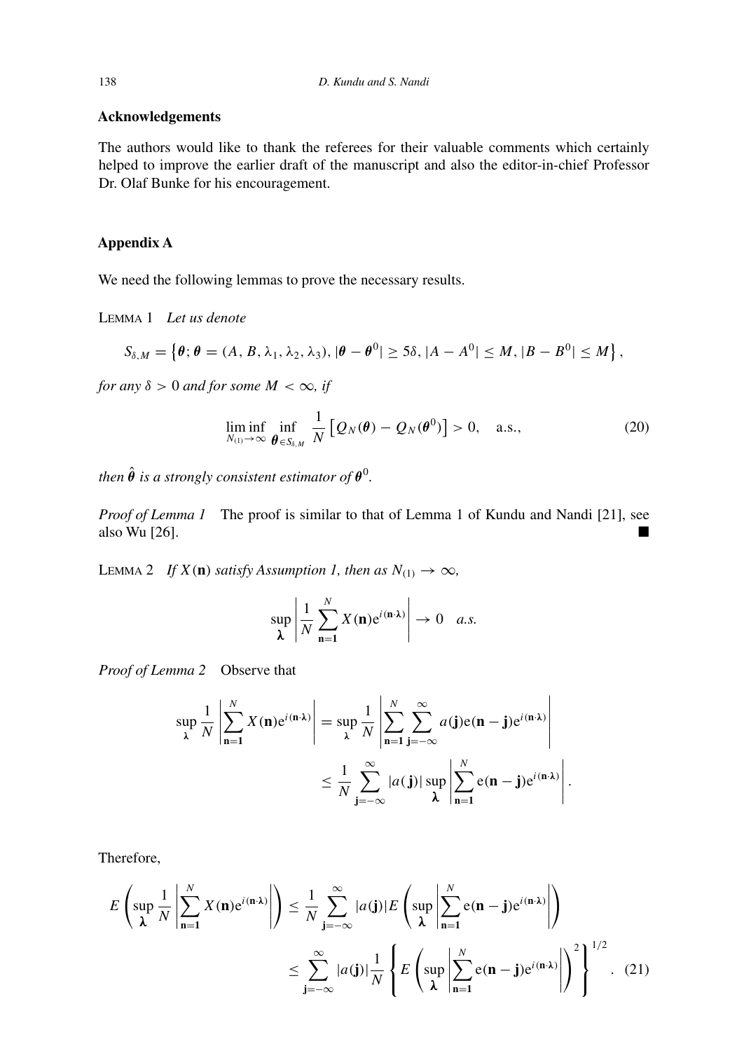## Acknowledgements

The authors would like to thank the referees for their valuable comments which certainly helped to improve the earlier draft of the manuscript and also the editor-in-chief Professor Dr. Olaf Bunke for his encouragement.

## Appendix A

We need the following lemmas to prove the necessary results.

LEMMA 1 *Let us denote*

$$S_{\delta,M} = \left\{\boldsymbol{\theta}; \boldsymbol{\theta} = (A, B, \lambda_1, \lambda_2, \lambda_3), |\boldsymbol{\theta} - \boldsymbol{\theta}^0| \geq 5\delta, |A - A^0| \leq M, |B - B^0| \leq M\right\},$$

*for any* $\delta > 0$ *and for some* $M < \infty$*, if*

$$\liminf_{N_{(1)}\to\infty} \inf_{\boldsymbol{\theta}\in S_{\delta,M}} \frac{1}{N}\left[Q_N(\boldsymbol{\theta}) - Q_N(\boldsymbol{\theta}^0)\right] > 0, \quad \text{a.s.,} \tag{20}$$

*then* $\hat{\boldsymbol{\theta}}$ *is a strongly consistent estimator of* $\boldsymbol{\theta}^0$.

*Proof of Lemma 1* The proof is similar to that of Lemma 1 of Kundu and Nandi [21], see also Wu [26]. ■

LEMMA 2 *If* $X(\mathbf{n})$ *satisfy Assumption 1, then as* $N_{(1)} \to \infty$,

$$\sup_{\boldsymbol{\lambda}} \left|\frac{1}{N}\sum_{\mathbf{n}=\mathbf{1}}^{N} X(\mathbf{n})\mathrm{e}^{i(\mathbf{n}\cdot\boldsymbol{\lambda})}\right| \to 0 \quad a.s.$$

*Proof of Lemma 2* Observe that

$$\begin{aligned}
\sup_{\boldsymbol{\lambda}} \frac{1}{N}\left|\sum_{\mathbf{n}=\mathbf{1}}^{N} X(\mathbf{n})\mathrm{e}^{i(\mathbf{n}\cdot\boldsymbol{\lambda})}\right| &= \sup_{\boldsymbol{\lambda}} \frac{1}{N}\left|\sum_{\mathbf{n}=\mathbf{1}}^{N}\sum_{\mathbf{j}=-\infty}^{\infty} a(\mathbf{j})\mathrm{e}(\mathbf{n}-\mathbf{j})\mathrm{e}^{i(\mathbf{n}\cdot\boldsymbol{\lambda})}\right| \\
&\leq \frac{1}{N}\sum_{\mathbf{j}=-\infty}^{\infty}|a(\mathbf{j})| \sup_{\boldsymbol{\lambda}}\left|\sum_{\mathbf{n}=\mathbf{1}}^{N}\mathrm{e}(\mathbf{n}-\mathbf{j})\mathrm{e}^{i(\mathbf{n}\cdot\boldsymbol{\lambda})}\right|.
\end{aligned}$$

Therefore,

$$\begin{aligned}
E\left(\sup_{\boldsymbol{\lambda}} \frac{1}{N}\left|\sum_{\mathbf{n}=\mathbf{1}}^{N} X(\mathbf{n})\mathrm{e}^{i(\mathbf{n}\cdot\boldsymbol{\lambda})}\right|\right) &\leq \frac{1}{N}\sum_{\mathbf{j}=-\infty}^{\infty}|a(\mathbf{j})| E\left(\sup_{\boldsymbol{\lambda}}\left|\sum_{\mathbf{n}=\mathbf{1}}^{N}\mathrm{e}(\mathbf{n}-\mathbf{j})\mathrm{e}^{i(\mathbf{n}\cdot\boldsymbol{\lambda})}\right|\right) \\
&\leq \sum_{\mathbf{j}=-\infty}^{\infty}|a(\mathbf{j})| \frac{1}{N}\left\{E\left(\sup_{\boldsymbol{\lambda}}\left|\sum_{\mathbf{n}=\mathbf{1}}^{N}\mathrm{e}(\mathbf{n}-\mathbf{j})\mathrm{e}^{i(\mathbf{n}\cdot\boldsymbol{\lambda})}\right|\right)^2\right\}^{1/2}.
\end{aligned} \tag{21}$$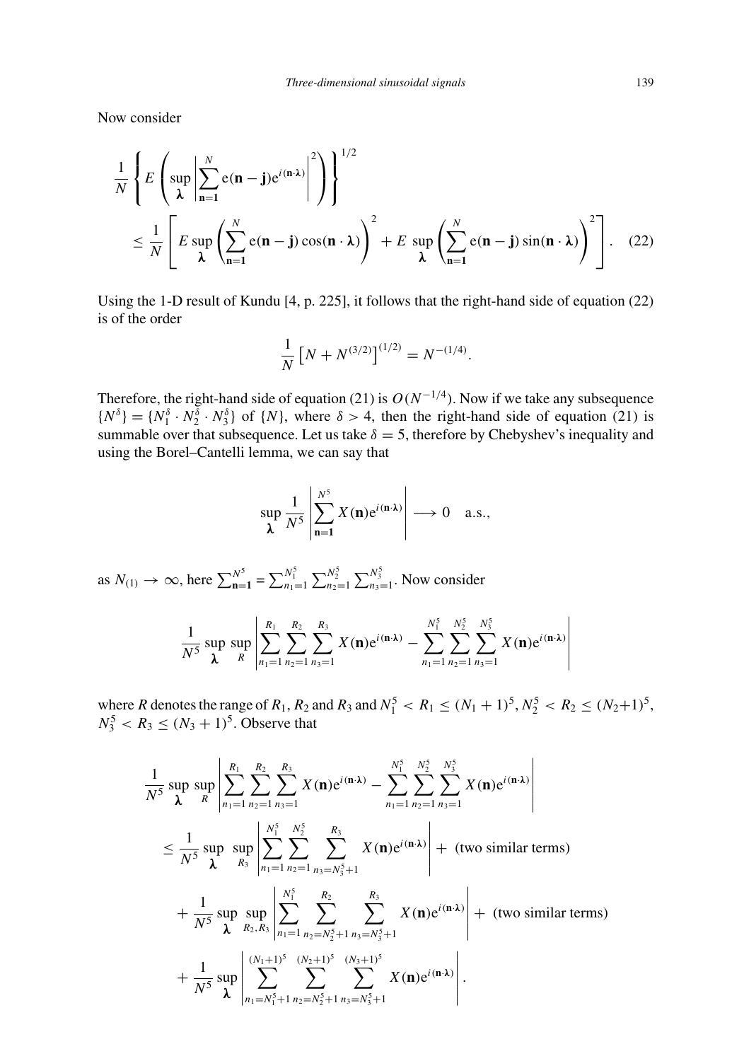Now consider

$$
\frac{1}{N}\left\{E\left(\sup_{\boldsymbol{\lambda}}\left|\sum_{\mathbf{n}=\mathbf{1}}^{N}\mathrm{e}(\mathbf{n}-\mathbf{j})\mathrm{e}^{i(\mathbf{n}\cdot\boldsymbol{\lambda})}\right|^{2}\right)\right\}^{1/2}
\leq \frac{1}{N}\left[E\sup_{\boldsymbol{\lambda}}\left(\sum_{\mathbf{n}=\mathbf{1}}^{N}\mathrm{e}(\mathbf{n}-\mathbf{j})\cos(\mathbf{n}\cdot\boldsymbol{\lambda})\right)^{2}+E\sup_{\boldsymbol{\lambda}}\left(\sum_{\mathbf{n}=\mathbf{1}}^{N}\mathrm{e}(\mathbf{n}-\mathbf{j})\sin(\mathbf{n}\cdot\boldsymbol{\lambda})\right)^{2}\right]. \quad (22)
$$

Using the 1-D result of Kundu [4, p. 225], it follows that the right-hand side of equation (22) is of the order

$$
\frac{1}{N}\left[N+N^{(3/2)}\right]^{(1/2)}=N^{-(1/4)}.
$$

Therefore, the right-hand side of equation (21) is $O(N^{-1/4})$. Now if we take any subsequence $\{N^{\delta}\}=\{N_1^{\delta}\cdot N_2^{\delta}\cdot N_3^{\delta}\}$ of $\{N\}$, where $\delta>4$, then the right-hand side of equation (21) is summable over that subsequence. Let us take $\delta=5$, therefore by Chebyshev's inequality and using the Borel–Cantelli lemma, we can say that

$$
\sup_{\boldsymbol{\lambda}}\frac{1}{N^5}\left|\sum_{\mathbf{n}=\mathbf{1}}^{N^5}X(\mathbf{n})\mathrm{e}^{i(\mathbf{n}\cdot\boldsymbol{\lambda})}\right|\longrightarrow 0 \quad \text{a.s.,}
$$

as $N_{(1)}\to\infty$, here $\sum_{\mathbf{n}=\mathbf{1}}^{N^5}=\sum_{n_1=1}^{N_1^5}\sum_{n_2=1}^{N_2^5}\sum_{n_3=1}^{N_3^5}$. Now consider

$$
\frac{1}{N^5}\sup_{\boldsymbol{\lambda}}\sup_{R}\left|\sum_{n_1=1}^{R_1}\sum_{n_2=1}^{R_2}\sum_{n_3=1}^{R_3}X(\mathbf{n})\mathrm{e}^{i(\mathbf{n}\cdot\boldsymbol{\lambda})}-\sum_{n_1=1}^{N_1^5}\sum_{n_2=1}^{N_2^5}\sum_{n_3=1}^{N_3^5}X(\mathbf{n})\mathrm{e}^{i(\mathbf{n}\cdot\boldsymbol{\lambda})}\right|
$$

where $R$ denotes the range of $R_1$, $R_2$ and $R_3$ and $N_1^5<R_1\leq(N_1+1)^5$, $N_2^5<R_2\leq(N_2+1)^5$, $N_3^5<R_3\leq(N_3+1)^5$. Observe that

$$
\begin{aligned}
&\frac{1}{N^5}\sup_{\boldsymbol{\lambda}}\sup_{R}\left|\sum_{n_1=1}^{R_1}\sum_{n_2=1}^{R_2}\sum_{n_3=1}^{R_3}X(\mathbf{n})\mathrm{e}^{i(\mathbf{n}\cdot\boldsymbol{\lambda})}-\sum_{n_1=1}^{N_1^5}\sum_{n_2=1}^{N_2^5}\sum_{n_3=1}^{N_3^5}X(\mathbf{n})\mathrm{e}^{i(\mathbf{n}\cdot\boldsymbol{\lambda})}\right|\\
&\leq \frac{1}{N^5}\sup_{\boldsymbol{\lambda}}\sup_{R_3}\left|\sum_{n_1=1}^{N_1^5}\sum_{n_2=1}^{N_2^5}\sum_{n_3=N_3^5+1}^{R_3}X(\mathbf{n})\mathrm{e}^{i(\mathbf{n}\cdot\boldsymbol{\lambda})}\right| + \text{ (two similar terms)}\\
&\quad+\frac{1}{N^5}\sup_{\boldsymbol{\lambda}}\sup_{R_2,R_3}\left|\sum_{n_1=1}^{N_1^5}\sum_{n_2=N_2^5+1}^{R_2}\sum_{n_3=N_3^5+1}^{R_3}X(\mathbf{n})\mathrm{e}^{i(\mathbf{n}\cdot\boldsymbol{\lambda})}\right| + \text{ (two similar terms)}\\
&\quad+\frac{1}{N^5}\sup_{\boldsymbol{\lambda}}\left|\sum_{n_1=N_1^5+1}^{(N_1+1)^5}\sum_{n_2=N_2^5+1}^{(N_2+1)^5}\sum_{n_3=N_3^5+1}^{(N_3+1)^5}X(\mathbf{n})\mathrm{e}^{i(\mathbf{n}\cdot\boldsymbol{\lambda})}\right|.
\end{aligned}
$$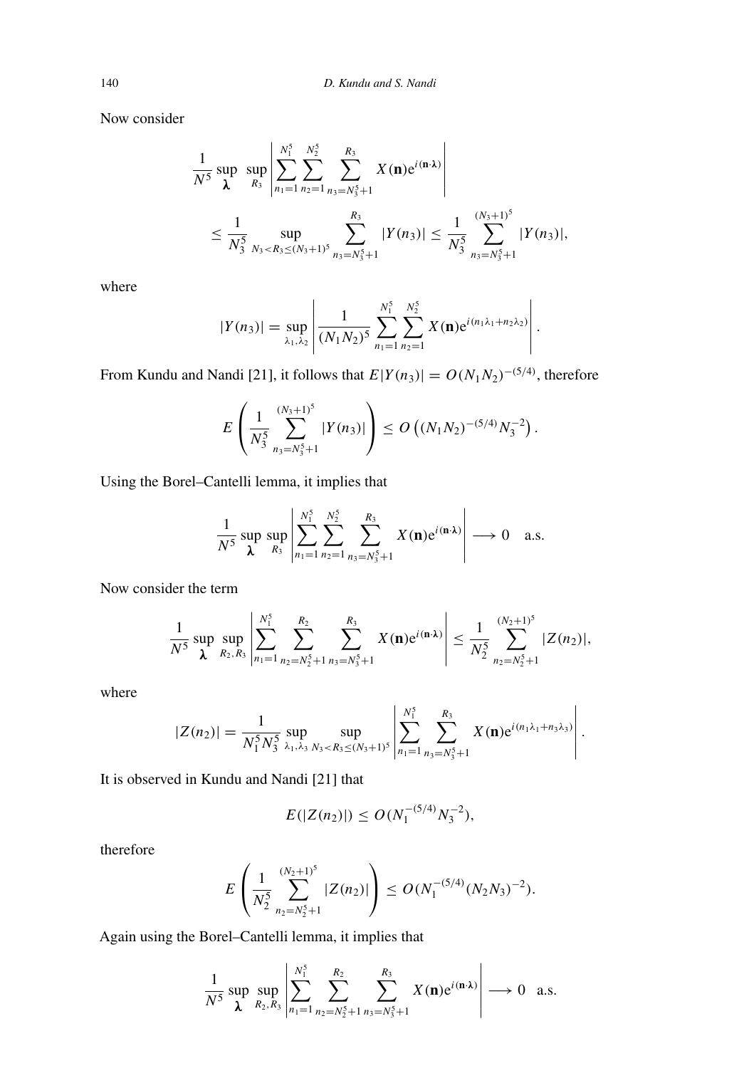Now consider

$$
\frac{1}{N^5} \sup_{\boldsymbol{\lambda}} \sup_{R_3} \left| \sum_{n_1=1}^{N_1^5} \sum_{n_2=1}^{N_2^5} \sum_{n_3=N_3^5+1}^{R_3} X(\mathbf{n}) \mathrm{e}^{i(\mathbf{n} \cdot \boldsymbol{\lambda})} \right|
$$

$$
\leq \frac{1}{N_3^5} \sup_{N_3 < R_3 \leq (N_3+1)^5} \sum_{n_3=N_3^5+1}^{R_3} |Y(n_3)| \leq \frac{1}{N_3^5} \sum_{n_3=N_3^5+1}^{(N_3+1)^5} |Y(n_3)|,
$$

where

$$
|Y(n_3)| = \sup_{\lambda_1, \lambda_2} \left| \frac{1}{(N_1 N_2)^5} \sum_{n_1=1}^{N_1^5} \sum_{n_2=1}^{N_2^5} X(\mathbf{n}) \mathrm{e}^{i(n_1 \lambda_1 + n_2 \lambda_2)} \right|.
$$

From Kundu and Nandi [21], it follows that $E|Y(n_3)| = O(N_1 N_2)^{-(5/4)}$, therefore

$$
E\left( \frac{1}{N_3^5} \sum_{n_3=N_3^5+1}^{(N_3+1)^5} |Y(n_3)| \right) \leq O\left( (N_1 N_2)^{-(5/4)} N_3^{-2} \right).
$$

Using the Borel–Cantelli lemma, it implies that

$$
\frac{1}{N^5} \sup_{\boldsymbol{\lambda}} \sup_{R_3} \left| \sum_{n_1=1}^{N_1^5} \sum_{n_2=1}^{N_2^5} \sum_{n_3=N_3^5+1}^{R_3} X(\mathbf{n}) \mathrm{e}^{i(\mathbf{n} \cdot \boldsymbol{\lambda})} \right| \longrightarrow 0 \quad \text{a.s.}
$$

Now consider the term

$$
\frac{1}{N^5} \sup_{\boldsymbol{\lambda}} \sup_{R_2, R_3} \left| \sum_{n_1=1}^{N_1^5} \sum_{n_2=N_2^5+1}^{R_2} \sum_{n_3=N_3^5+1}^{R_3} X(\mathbf{n}) \mathrm{e}^{i(\mathbf{n} \cdot \boldsymbol{\lambda})} \right| \leq \frac{1}{N_2^5} \sum_{n_2=N_2^5+1}^{(N_2+1)^5} |Z(n_2)|,
$$

where

$$
|Z(n_2)| = \frac{1}{N_1^5 N_3^5} \sup_{\lambda_1, \lambda_3} \sup_{N_3 < R_3 \leq (N_3+1)^5} \left| \sum_{n_1=1}^{N_1^5} \sum_{n_3=N_3^5+1}^{R_3} X(\mathbf{n}) \mathrm{e}^{i(n_1 \lambda_1 + n_3 \lambda_3)} \right|.
$$

It is observed in Kundu and Nandi [21] that

$$
E(|Z(n_2)|) \leq O(N_1^{-(5/4)} N_3^{-2}),
$$

therefore

$$
E\left( \frac{1}{N_2^5} \sum_{n_2=N_2^5+1}^{(N_2+1)^5} |Z(n_2)| \right) \leq O(N_1^{-(5/4)} (N_2 N_3)^{-2}).
$$

Again using the Borel–Cantelli lemma, it implies that

$$
\frac{1}{N^5} \sup_{\boldsymbol{\lambda}} \sup_{R_2, R_3} \left| \sum_{n_1=1}^{N_1^5} \sum_{n_2=N_2^5+1}^{R_2} \sum_{n_3=N_3^5+1}^{R_3} X(\mathbf{n}) \mathrm{e}^{i(\mathbf{n} \cdot \boldsymbol{\lambda})} \right| \longrightarrow 0 \quad \text{a.s.}
$$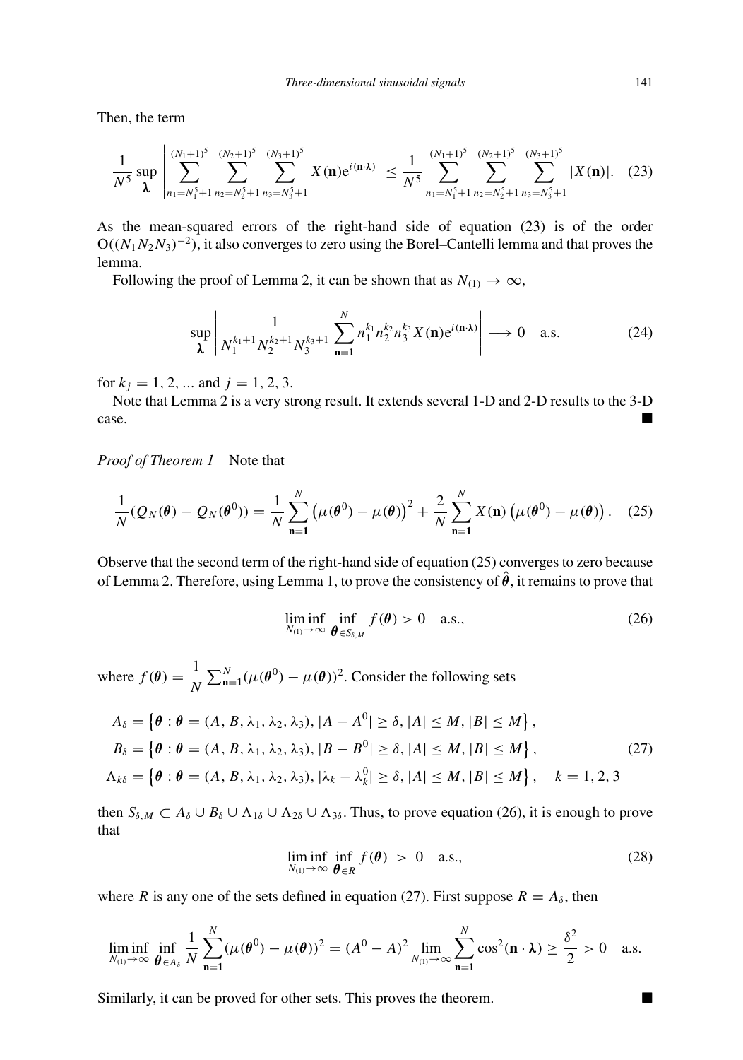Then, the term

$$\frac{1}{N^5}\sup_{\boldsymbol{\lambda}}\left|\sum_{n_1=N_1^5+1}^{(N_1+1)^5}\sum_{n_2=N_2^5+1}^{(N_2+1)^5}\sum_{n_3=N_3^5+1}^{(N_3+1)^5} X(\mathbf{n})e^{i(\mathbf{n}\cdot\boldsymbol{\lambda})}\right| \leq \frac{1}{N^5}\sum_{n_1=N_1^5+1}^{(N_1+1)^5}\sum_{n_2=N_2^5+1}^{(N_2+1)^5}\sum_{n_3=N_3^5+1}^{(N_3+1)^5}|X(\mathbf{n})|. \quad (23)$$

As the mean-squared errors of the right-hand side of equation (23) is of the order $O((N_1N_2N_3)^{-2})$, it also converges to zero using the Borel–Cantelli lemma and that proves the lemma.

Following the proof of Lemma 2, it can be shown that as $N_{(1)} \to \infty$,

$$\sup_{\boldsymbol{\lambda}}\left|\frac{1}{N_1^{k_1+1}N_2^{k_2+1}N_3^{k_3+1}}\sum_{\mathbf{n}=\mathbf{1}}^{N} n_1^{k_1}n_2^{k_2}n_3^{k_3}X(\mathbf{n})e^{i(\mathbf{n}\cdot\boldsymbol{\lambda})}\right| \longrightarrow 0 \quad \text{a.s.} \quad (24)$$

for $k_j = 1, 2, \ldots$ and $j = 1, 2, 3$.

Note that Lemma 2 is a very strong result. It extends several 1-D and 2-D results to the 3-D case. ∎

*Proof of Theorem 1* Note that

$$\frac{1}{N}(Q_N(\boldsymbol{\theta}) - Q_N(\boldsymbol{\theta}^0)) = \frac{1}{N}\sum_{\mathbf{n}=\mathbf{1}}^{N}\left(\mu(\boldsymbol{\theta}^0) - \mu(\boldsymbol{\theta})\right)^2 + \frac{2}{N}\sum_{\mathbf{n}=\mathbf{1}}^{N}X(\mathbf{n})\left(\mu(\boldsymbol{\theta}^0) - \mu(\boldsymbol{\theta})\right). \quad (25)$$

Observe that the second term of the right-hand side of equation (25) converges to zero because of Lemma 2. Therefore, using Lemma 1, to prove the consistency of $\hat{\boldsymbol{\theta}}$, it remains to prove that

$$\liminf_{N_{(1)}\to\infty}\ \inf_{\boldsymbol{\theta}\in S_{\delta,M}} f(\boldsymbol{\theta}) > 0 \quad \text{a.s.}, \quad (26)$$

where $f(\boldsymbol{\theta}) = \dfrac{1}{N}\sum_{\mathbf{n}=\mathbf{1}}^{N}(\mu(\boldsymbol{\theta}^0) - \mu(\boldsymbol{\theta}))^2$. Consider the following sets

$$\begin{aligned}
A_\delta &= \left\{\boldsymbol{\theta} : \boldsymbol{\theta} = (A, B, \lambda_1, \lambda_2, \lambda_3), |A - A^0| \geq \delta, |A| \leq M, |B| \leq M\right\}, \\
B_\delta &= \left\{\boldsymbol{\theta} : \boldsymbol{\theta} = (A, B, \lambda_1, \lambda_2, \lambda_3), |B - B^0| \geq \delta, |A| \leq M, |B| \leq M\right\}, \\
\Lambda_{k\delta} &= \left\{\boldsymbol{\theta} : \boldsymbol{\theta} = (A, B, \lambda_1, \lambda_2, \lambda_3), |\lambda_k - \lambda_k^0| \geq \delta, |A| \leq M, |B| \leq M\right\}, \quad k = 1, 2, 3
\end{aligned} \quad (27)$$

then $S_{\delta,M} \subset A_\delta \cup B_\delta \cup \Lambda_{1\delta} \cup \Lambda_{2\delta} \cup \Lambda_{3\delta}$. Thus, to prove equation (26), it is enough to prove that

$$\liminf_{N_{(1)}\to\infty}\ \inf_{\boldsymbol{\theta}\in R} f(\boldsymbol{\theta}) \ > \ 0 \quad \text{a.s.}, \quad (28)$$

where $R$ is any one of the sets defined in equation (27). First suppose $R = A_\delta$, then

$$\liminf_{N_{(1)}\to\infty}\ \inf_{\boldsymbol{\theta}\in A_\delta}\frac{1}{N}\sum_{\mathbf{n}=\mathbf{1}}^{N}(\mu(\boldsymbol{\theta}^0) - \mu(\boldsymbol{\theta}))^2 = (A^0 - A)^2\lim_{N_{(1)}\to\infty}\sum_{\mathbf{n}=\mathbf{1}}^{N}\cos^2(\mathbf{n}\cdot\boldsymbol{\lambda}) \geq \frac{\delta^2}{2} > 0 \quad \text{a.s.}$$

Similarly, it can be proved for other sets. This proves the theorem. ∎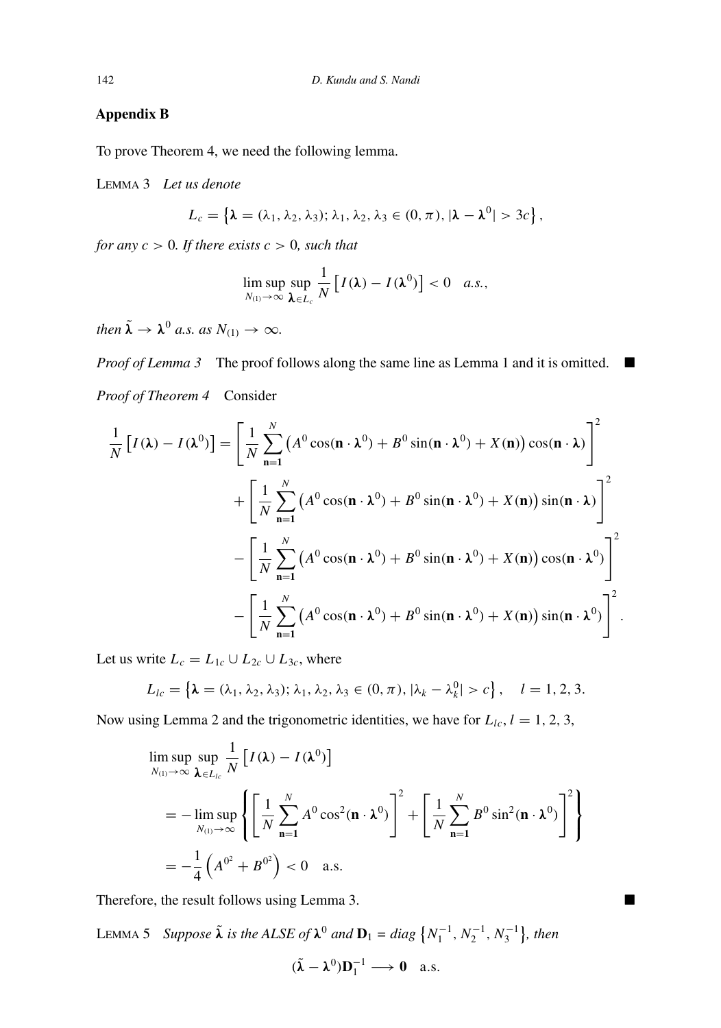## Appendix B

To prove Theorem 4, we need the following lemma.

LEMMA 3 *Let us denote*

$$L_c = \left\{\boldsymbol{\lambda} = (\lambda_1, \lambda_2, \lambda_3);\, \lambda_1, \lambda_2, \lambda_3 \in (0, \pi),\, |\boldsymbol{\lambda} - \boldsymbol{\lambda}^0| > 3c\right\},$$

*for any $c > 0$. If there exists $c > 0$, such that*

$$\limsup_{N_{(1)} \to \infty} \sup_{\boldsymbol{\lambda} \in L_c} \frac{1}{N}\left[I(\boldsymbol{\lambda}) - I(\boldsymbol{\lambda}^0)\right] < 0 \quad a.s.,$$

*then $\tilde{\boldsymbol{\lambda}} \to \boldsymbol{\lambda}^0$ a.s. as $N_{(1)} \to \infty$.*

*Proof of Lemma 3* The proof follows along the same line as Lemma 1 and it is omitted. ■

*Proof of Theorem 4* Consider

$$\begin{aligned}
\frac{1}{N}\left[I(\boldsymbol{\lambda}) - I(\boldsymbol{\lambda}^0)\right] &= \left[\frac{1}{N}\sum_{\mathbf{n}=\mathbf{1}}^{N}\left(A^0 \cos(\mathbf{n}\cdot\boldsymbol{\lambda}^0) + B^0 \sin(\mathbf{n}\cdot\boldsymbol{\lambda}^0) + X(\mathbf{n})\right)\cos(\mathbf{n}\cdot\boldsymbol{\lambda})\right]^2 \\
&\quad + \left[\frac{1}{N}\sum_{\mathbf{n}=\mathbf{1}}^{N}\left(A^0 \cos(\mathbf{n}\cdot\boldsymbol{\lambda}^0) + B^0 \sin(\mathbf{n}\cdot\boldsymbol{\lambda}^0) + X(\mathbf{n})\right)\sin(\mathbf{n}\cdot\boldsymbol{\lambda})\right]^2 \\
&\quad - \left[\frac{1}{N}\sum_{\mathbf{n}=\mathbf{1}}^{N}\left(A^0 \cos(\mathbf{n}\cdot\boldsymbol{\lambda}^0) + B^0 \sin(\mathbf{n}\cdot\boldsymbol{\lambda}^0) + X(\mathbf{n})\right)\cos(\mathbf{n}\cdot\boldsymbol{\lambda}^0)\right]^2 \\
&\quad - \left[\frac{1}{N}\sum_{\mathbf{n}=\mathbf{1}}^{N}\left(A^0 \cos(\mathbf{n}\cdot\boldsymbol{\lambda}^0) + B^0 \sin(\mathbf{n}\cdot\boldsymbol{\lambda}^0) + X(\mathbf{n})\right)\sin(\mathbf{n}\cdot\boldsymbol{\lambda}^0)\right]^2.
\end{aligned}$$

Let us write $L_c = L_{1c} \cup L_{2c} \cup L_{3c}$, where

$$L_{lc} = \left\{\boldsymbol{\lambda} = (\lambda_1, \lambda_2, \lambda_3);\, \lambda_1, \lambda_2, \lambda_3 \in (0, \pi),\, |\lambda_k - \lambda_k^0| > c\right\}, \quad l = 1, 2, 3.$$

Now using Lemma 2 and the trigonometric identities, we have for $L_{lc}, l = 1, 2, 3$,

$$\begin{aligned}
&\limsup_{N_{(1)} \to \infty} \sup_{\boldsymbol{\lambda} \in L_{lc}} \frac{1}{N}\left[I(\boldsymbol{\lambda}) - I(\boldsymbol{\lambda}^0)\right] \\
&\quad = -\limsup_{N_{(1)} \to \infty}\left\{\left[\frac{1}{N}\sum_{\mathbf{n}=\mathbf{1}}^{N} A^0 \cos^2(\mathbf{n}\cdot\boldsymbol{\lambda}^0)\right]^2 + \left[\frac{1}{N}\sum_{\mathbf{n}=\mathbf{1}}^{N} B^0 \sin^2(\mathbf{n}\cdot\boldsymbol{\lambda}^0)\right]^2\right\} \\
&\quad = -\frac{1}{4}\left(A^{0^2} + B^{0^2}\right) < 0 \quad \text{a.s.}
\end{aligned}$$

Therefore, the result follows using Lemma 3. ■

LEMMA 5 *Suppose $\tilde{\boldsymbol{\lambda}}$ is the ALSE of $\boldsymbol{\lambda}^0$ and $\mathbf{D}_1 = diag\left\{N_1^{-1}, N_2^{-1}, N_3^{-1}\right\}$, then*

$$(\tilde{\boldsymbol{\lambda}} - \boldsymbol{\lambda}^0)\mathbf{D}_1^{-1} \longrightarrow \mathbf{0} \quad \text{a.s.}$$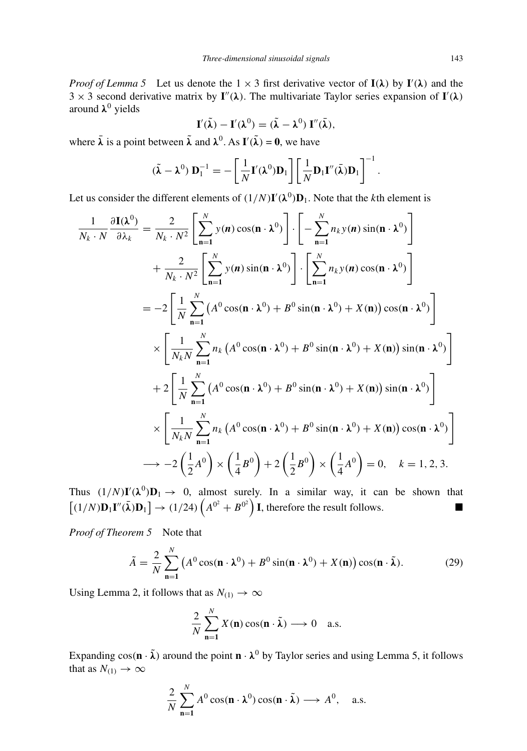*Proof of Lemma 5* Let us denote the $1 \times 3$ first derivative vector of $\mathbf{I}(\boldsymbol{\lambda})$ by $\mathbf{I}'(\boldsymbol{\lambda})$ and the $3 \times 3$ second derivative matrix by $\mathbf{I}''(\boldsymbol{\lambda})$. The multivariate Taylor series expansion of $\mathbf{I}'(\boldsymbol{\lambda})$ around $\boldsymbol{\lambda}^0$ yields

$$\mathbf{I}'(\tilde{\boldsymbol{\lambda}}) - \mathbf{I}'(\boldsymbol{\lambda}^0) = (\tilde{\boldsymbol{\lambda}} - \boldsymbol{\lambda}^0)\, \mathbf{I}''(\bar{\boldsymbol{\lambda}}),$$

where $\bar{\boldsymbol{\lambda}}$ is a point between $\tilde{\boldsymbol{\lambda}}$ and $\boldsymbol{\lambda}^0$. As $\mathbf{I}'(\tilde{\boldsymbol{\lambda}}) = \mathbf{0}$, we have

$$(\tilde{\boldsymbol{\lambda}} - \boldsymbol{\lambda}^0)\, \mathbf{D}_1^{-1} = -\left[\frac{1}{N}\mathbf{I}'(\boldsymbol{\lambda}^0)\mathbf{D}_1\right]\left[\frac{1}{N}\mathbf{D}_1\mathbf{I}''(\bar{\boldsymbol{\lambda}})\mathbf{D}_1\right]^{-1}.$$

Let us consider the different elements of $(1/N)\mathbf{I}'(\boldsymbol{\lambda}^0)\mathbf{D}_1$. Note that the $k$th element is

$$\begin{aligned}
\frac{1}{N_k \cdot N}\frac{\partial \mathbf{I}(\boldsymbol{\lambda}^0)}{\partial \lambda_k} &= \frac{2}{N_k \cdot N^2}\left[\sum_{\mathbf{n}=\mathbf{1}}^{N} y(\boldsymbol{n})\cos(\mathbf{n}\cdot\boldsymbol{\lambda}^0)\right]\cdot\left[-\sum_{\mathbf{n}=\mathbf{1}}^{N} n_k\, y(\boldsymbol{n})\sin(\mathbf{n}\cdot\boldsymbol{\lambda}^0)\right] \\
&\quad + \frac{2}{N_k \cdot N^2}\left[\sum_{\mathbf{n}=\mathbf{1}}^{N} y(\boldsymbol{n})\sin(\mathbf{n}\cdot\boldsymbol{\lambda}^0)\right]\cdot\left[\sum_{\mathbf{n}=\mathbf{1}}^{N} n_k\, y(\boldsymbol{n})\cos(\mathbf{n}\cdot\boldsymbol{\lambda}^0)\right] \\
&= -2\left[\frac{1}{N}\sum_{\mathbf{n}=\mathbf{1}}^{N}\left(A^0\cos(\mathbf{n}\cdot\boldsymbol{\lambda}^0) + B^0\sin(\mathbf{n}\cdot\boldsymbol{\lambda}^0) + X(\mathbf{n})\right)\cos(\mathbf{n}\cdot\boldsymbol{\lambda}^0)\right] \\
&\quad \times\left[\frac{1}{N_k N}\sum_{\mathbf{n}=\mathbf{1}}^{N} n_k\left(A^0\cos(\mathbf{n}\cdot\boldsymbol{\lambda}^0) + B^0\sin(\mathbf{n}\cdot\boldsymbol{\lambda}^0) + X(\mathbf{n})\right)\sin(\mathbf{n}\cdot\boldsymbol{\lambda}^0)\right] \\
&\quad + 2\left[\frac{1}{N}\sum_{\mathbf{n}=\mathbf{1}}^{N}\left(A^0\cos(\mathbf{n}\cdot\boldsymbol{\lambda}^0) + B^0\sin(\mathbf{n}\cdot\boldsymbol{\lambda}^0) + X(\mathbf{n})\right)\sin(\mathbf{n}\cdot\boldsymbol{\lambda}^0)\right] \\
&\quad \times\left[\frac{1}{N_k N}\sum_{\mathbf{n}=\mathbf{1}}^{N} n_k\left(A^0\cos(\mathbf{n}\cdot\boldsymbol{\lambda}^0) + B^0\sin(\mathbf{n}\cdot\boldsymbol{\lambda}^0) + X(\mathbf{n})\right)\cos(\mathbf{n}\cdot\boldsymbol{\lambda}^0)\right] \\
&\longrightarrow -2\left(\frac{1}{2}A^0\right)\times\left(\frac{1}{4}B^0\right) + 2\left(\frac{1}{2}B^0\right)\times\left(\frac{1}{4}A^0\right) = 0, \quad k = 1, 2, 3.
\end{aligned}$$

Thus $(1/N)\mathbf{I}'(\boldsymbol{\lambda}^0)\mathbf{D}_1 \to 0$, almost surely. In a similar way, it can be shown that $\left[(1/N)\mathbf{D}_1\mathbf{I}''(\bar{\boldsymbol{\lambda}})\mathbf{D}_1\right] \to (1/24)\left(A^{0^2} + B^{0^2}\right)\mathbf{I}$, therefore the result follows. ■

*Proof of Theorem 5* Note that

$$\tilde{A} = \frac{2}{N}\sum_{\mathbf{n}=\mathbf{1}}^{N}\left(A^0\cos(\mathbf{n}\cdot\boldsymbol{\lambda}^0) + B^0\sin(\mathbf{n}\cdot\boldsymbol{\lambda}^0) + X(\mathbf{n})\right)\cos(\mathbf{n}\cdot\tilde{\boldsymbol{\lambda}}). \tag{29}$$

Using Lemma 2, it follows that as $N_{(1)} \to \infty$

$$\frac{2}{N}\sum_{\mathbf{n}=\mathbf{1}}^{N} X(\mathbf{n})\cos(\mathbf{n}\cdot\tilde{\boldsymbol{\lambda}}) \longrightarrow 0 \quad \text{a.s.}$$

Expanding $\cos(\mathbf{n}\cdot\tilde{\boldsymbol{\lambda}})$ around the point $\mathbf{n}\cdot\boldsymbol{\lambda}^0$ by Taylor series and using Lemma 5, it follows that as $N_{(1)} \to \infty$

$$\frac{2}{N}\sum_{\mathbf{n}=\mathbf{1}}^{N} A^0\cos(\mathbf{n}\cdot\boldsymbol{\lambda}^0)\cos(\mathbf{n}\cdot\tilde{\boldsymbol{\lambda}}) \longrightarrow A^0, \quad \text{a.s.}$$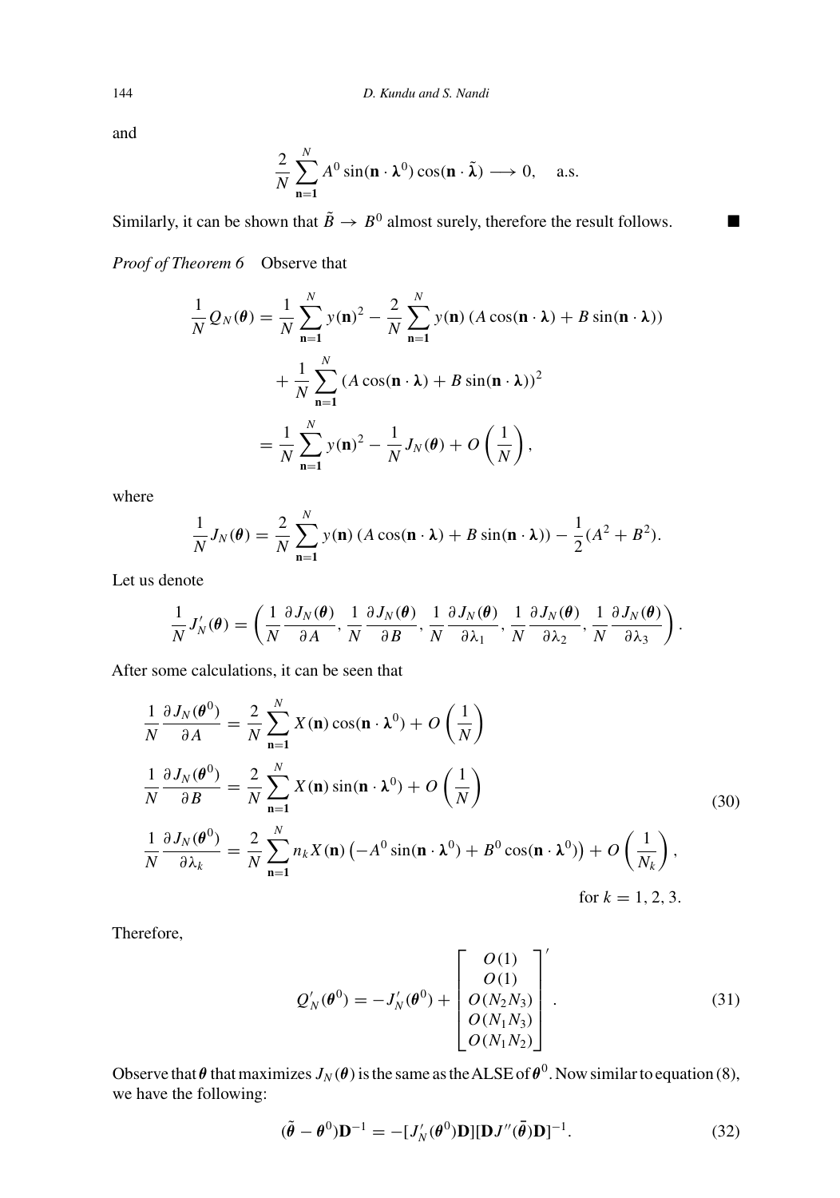and

$$\frac{2}{N}\sum_{\mathbf{n}=\mathbf{1}}^{N} A^0 \sin(\mathbf{n}\cdot\boldsymbol{\lambda}^0)\cos(\mathbf{n}\cdot\tilde{\boldsymbol{\lambda}}) \longrightarrow 0, \quad \text{a.s.}$$

Similarly, it can be shown that $\tilde{B} \to B^0$ almost surely, therefore the result follows. ■

*Proof of Theorem 6* Observe that

$$\begin{aligned}
\frac{1}{N}Q_N(\boldsymbol{\theta}) &= \frac{1}{N}\sum_{\mathbf{n}=\mathbf{1}}^{N} y(\mathbf{n})^2 - \frac{2}{N}\sum_{\mathbf{n}=\mathbf{1}}^{N} y(\mathbf{n})\left(A\cos(\mathbf{n}\cdot\boldsymbol{\lambda}) + B\sin(\mathbf{n}\cdot\boldsymbol{\lambda})\right) \\
&\quad + \frac{1}{N}\sum_{\mathbf{n}=\mathbf{1}}^{N}\left(A\cos(\mathbf{n}\cdot\boldsymbol{\lambda}) + B\sin(\mathbf{n}\cdot\boldsymbol{\lambda})\right)^2 \\
&= \frac{1}{N}\sum_{\mathbf{n}=\mathbf{1}}^{N} y(\mathbf{n})^2 - \frac{1}{N}J_N(\boldsymbol{\theta}) + O\left(\frac{1}{N}\right),
\end{aligned}$$

where

$$\frac{1}{N}J_N(\boldsymbol{\theta}) = \frac{2}{N}\sum_{\mathbf{n}=\mathbf{1}}^{N} y(\mathbf{n})\left(A\cos(\mathbf{n}\cdot\boldsymbol{\lambda}) + B\sin(\mathbf{n}\cdot\boldsymbol{\lambda})\right) - \frac{1}{2}(A^2 + B^2).$$

Let us denote

$$\frac{1}{N}J_N'(\boldsymbol{\theta}) = \left(\frac{1}{N}\frac{\partial J_N(\boldsymbol{\theta})}{\partial A}, \frac{1}{N}\frac{\partial J_N(\boldsymbol{\theta})}{\partial B}, \frac{1}{N}\frac{\partial J_N(\boldsymbol{\theta})}{\partial \lambda_1}, \frac{1}{N}\frac{\partial J_N(\boldsymbol{\theta})}{\partial \lambda_2}, \frac{1}{N}\frac{\partial J_N(\boldsymbol{\theta})}{\partial \lambda_3}\right).$$

After some calculations, it can be seen that

$$\begin{aligned}
\frac{1}{N}\frac{\partial J_N(\boldsymbol{\theta}^0)}{\partial A} &= \frac{2}{N}\sum_{\mathbf{n}=\mathbf{1}}^{N} X(\mathbf{n})\cos(\mathbf{n}\cdot\boldsymbol{\lambda}^0) + O\left(\frac{1}{N}\right) \\
\frac{1}{N}\frac{\partial J_N(\boldsymbol{\theta}^0)}{\partial B} &= \frac{2}{N}\sum_{\mathbf{n}=\mathbf{1}}^{N} X(\mathbf{n})\sin(\mathbf{n}\cdot\boldsymbol{\lambda}^0) + O\left(\frac{1}{N}\right) \\
\frac{1}{N}\frac{\partial J_N(\boldsymbol{\theta}^0)}{\partial \lambda_k} &= \frac{2}{N}\sum_{\mathbf{n}=\mathbf{1}}^{N} n_k X(\mathbf{n})\left(-A^0\sin(\mathbf{n}\cdot\boldsymbol{\lambda}^0) + B^0\cos(\mathbf{n}\cdot\boldsymbol{\lambda}^0)\right) + O\left(\frac{1}{N_k}\right), \\
&\qquad \text{for } k = 1, 2, 3.
\end{aligned} \tag{30}$$

Therefore,

$$Q_N'(\boldsymbol{\theta}^0) = -J_N'(\boldsymbol{\theta}^0) + \begin{bmatrix} O(1) \\ O(1) \\ O(N_2N_3) \\ O(N_1N_3) \\ O(N_1N_2) \end{bmatrix}'. \tag{31}$$

Observe that $\boldsymbol{\theta}$ that maximizes $J_N(\boldsymbol{\theta})$ is the same as the ALSE of $\boldsymbol{\theta}^0$. Now similar to equation (8), we have the following:

$$(\tilde{\boldsymbol{\theta}} - \boldsymbol{\theta}^0)\mathbf{D}^{-1} = -[J_N'(\boldsymbol{\theta}^0)\mathbf{D}][\mathbf{D}J''(\bar{\boldsymbol{\theta}})\mathbf{D}]^{-1}. \tag{32}$$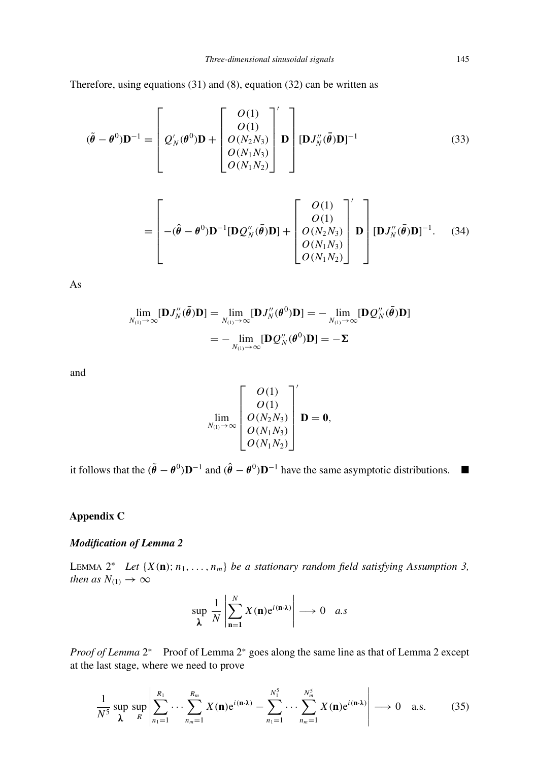Therefore, using equations (31) and (8), equation (32) can be written as

$$
(\tilde{\boldsymbol{\theta}} - \boldsymbol{\theta}^0)\mathbf{D}^{-1} = \left[ Q_N'(\boldsymbol{\theta}^0)\mathbf{D} + \begin{bmatrix} O(1) \\ O(1) \\ O(N_2N_3) \\ O(N_1N_3) \\ O(N_1N_2) \end{bmatrix}' \mathbf{D} \right] [\mathbf{D}J_N''(\bar{\boldsymbol{\theta}})\mathbf{D}]^{-1} \tag{33}
$$

$$
= \left[ -(\hat{\boldsymbol{\theta}} - \boldsymbol{\theta}^0)\mathbf{D}^{-1}[\mathbf{D}Q_N''(\bar{\boldsymbol{\theta}})\mathbf{D}] + \begin{bmatrix} O(1) \\ O(1) \\ O(N_2N_3) \\ O(N_1N_3) \\ O(N_1N_2) \end{bmatrix}' \mathbf{D} \right] [\mathbf{D}J_N''(\bar{\boldsymbol{\theta}})\mathbf{D}]^{-1}. \tag{34}
$$

As

$$
\lim_{N_{(1)}\to\infty}[\mathbf{D}J_N''(\bar{\boldsymbol{\theta}})\mathbf{D}] = \lim_{N_{(1)}\to\infty}[\mathbf{D}J_N''(\boldsymbol{\theta}^0)\mathbf{D}] = -\lim_{N_{(1)}\to\infty}[\mathbf{D}Q_N''(\bar{\boldsymbol{\theta}})\mathbf{D}]
$$
$$
= -\lim_{N_{(1)}\to\infty}[\mathbf{D}Q_N''(\boldsymbol{\theta}^0)\mathbf{D}] = -\boldsymbol{\Sigma}
$$

and

$$
\lim_{N_{(1)}\to\infty} \begin{bmatrix} O(1) \\ O(1) \\ O(N_2N_3) \\ O(N_1N_3) \\ O(N_1N_2) \end{bmatrix}' \mathbf{D} = \mathbf{0},
$$

it follows that the $(\tilde{\boldsymbol{\theta}} - \boldsymbol{\theta}^0)\mathbf{D}^{-1}$ and $(\hat{\boldsymbol{\theta}} - \boldsymbol{\theta}^0)\mathbf{D}^{-1}$ have the same asymptotic distributions. ■

## Appendix C

### *Modification of Lemma 2*

LEMMA $2^*$ *Let* $\{X(\mathbf{n}); n_1, \ldots, n_m\}$ *be a stationary random field satisfying Assumption 3, then as* $N_{(1)} \to \infty$

$$
\sup_{\boldsymbol{\lambda}} \frac{1}{N} \left| \sum_{\mathbf{n}=\mathbf{1}}^{N} X(\mathbf{n}) e^{i(\mathbf{n}\cdot\boldsymbol{\lambda})} \right| \longrightarrow 0 \quad a.s
$$

*Proof of Lemma* $2^*$ Proof of Lemma $2^*$ goes along the same line as that of Lemma 2 except at the last stage, where we need to prove

$$
\frac{1}{N^5} \sup_{\boldsymbol{\lambda}} \sup_{R} \left| \sum_{n_1=1}^{R_1} \cdots \sum_{n_m=1}^{R_m} X(\mathbf{n}) e^{i(\mathbf{n}\cdot\boldsymbol{\lambda})} - \sum_{n_1=1}^{N_1^5} \cdots \sum_{n_m=1}^{N_m^5} X(\mathbf{n}) e^{i(\mathbf{n}\cdot\boldsymbol{\lambda})} \right| \longrightarrow 0 \quad \text{a.s.} \tag{35}
$$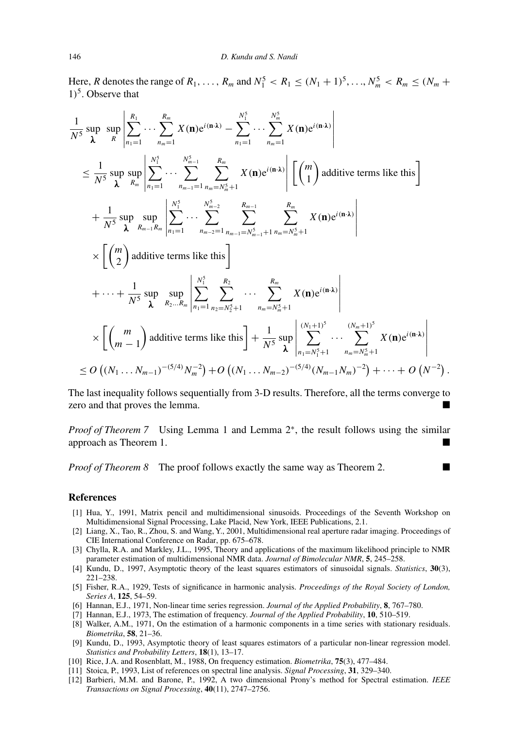Here, $R$ denotes the range of $R_1, \ldots, R_m$ and $N_1^5 < R_1 \le (N_1+1)^5, \ldots, N_m^5 < R_m \le (N_m+1)^5$. Observe that

$$
\begin{aligned}
&\frac{1}{N^5} \sup_{\boldsymbol{\lambda}} \sup_{R} \left| \sum_{n_1=1}^{R_1} \cdots \sum_{n_m=1}^{R_m} X(\mathbf{n}) e^{i(\mathbf{n}\cdot\boldsymbol{\lambda})} - \sum_{n_1=1}^{N_1^5} \cdots \sum_{n_m=1}^{N_m^5} X(\mathbf{n}) e^{i(\mathbf{n}\cdot\boldsymbol{\lambda})} \right| \\
&\le \frac{1}{N^5} \sup_{\boldsymbol{\lambda}} \sup_{R_m} \left| \sum_{n_1=1}^{N_1^5} \cdots \sum_{n_{m-1}=1}^{N_{m-1}^5} \sum_{n_m=N_m^5+1}^{R_m} X(\mathbf{n}) e^{i(\mathbf{n}\cdot\boldsymbol{\lambda})} \right| \left[ \binom{m}{1} \text{ additive terms like this} \right] \\
&+ \frac{1}{N^5} \sup_{\boldsymbol{\lambda}} \sup_{R_{m-1} R_m} \left| \sum_{n_1=1}^{N_1^5} \cdots \sum_{n_{m-2}=1}^{N_{m-2}^5} \sum_{n_{m-1}=N_{m-1}^5+1}^{R_{m-1}} \sum_{n_m=N_m^5+1}^{R_m} X(\mathbf{n}) e^{i(\mathbf{n}\cdot\boldsymbol{\lambda})} \right| \\
&\times \left[ \binom{m}{2} \text{ additive terms like this} \right] \\
&+ \cdots + \frac{1}{N^5} \sup_{\boldsymbol{\lambda}} \sup_{R_2 \ldots R_m} \left| \sum_{n_1=1}^{N_1^5} \sum_{n_2=N_2^5+1}^{R_2} \cdots \sum_{n_m=N_m^5+1}^{R_m} X(\mathbf{n}) e^{i(\mathbf{n}\cdot\boldsymbol{\lambda})} \right| \\
&\times \left[ \binom{m}{m-1} \text{ additive terms like this} \right] + \frac{1}{N^5} \sup_{\boldsymbol{\lambda}} \left| \sum_{n_1=N_1^5+1}^{(N_1+1)^5} \cdots \sum_{n_m=N_m^5+1}^{(N_m+1)^5} X(\mathbf{n}) e^{i(\mathbf{n}\cdot\boldsymbol{\lambda})} \right| \\
&\le O\left( (N_1 \ldots N_{m-1})^{-(5/4)} N_m^{-2} \right) + O\left( (N_1 \ldots N_{m-2})^{-(5/4)} (N_{m-1} N_m)^{-2} \right) + \cdots + O\left( N^{-2} \right).
\end{aligned}
$$

The last inequality follows sequentially from 3-D results. Therefore, all the terms converge to zero and that proves the lemma. ■

*Proof of Theorem 7* Using Lemma 1 and Lemma 2*, the result follows using the similar approach as Theorem 1. ■

*Proof of Theorem 8* The proof follows exactly the same way as Theorem 2. ■

## References

[1] Hua, Y., 1991, Matrix pencil and multidimensional sinusoids. Proceedings of the Seventh Workshop on Multidimensional Signal Processing, Lake Placid, New York, IEEE Publications, 2.1.

[2] Liang, X., Tao, R., Zhou, S. and Wang, Y., 2001, Multidimensional real aperture radar imaging. Proceedings of CIE International Conference on Radar, pp. 675–678.

[3] Chylla, R.A. and Markley, J.L., 1995, Theory and applications of the maximum likelihood principle to NMR parameter estimation of multidimensional NMR data. *Journal of Bimolecular NMR*, **5**, 245–258.

[4] Kundu, D., 1997, Asymptotic theory of the least squares estimators of sinusoidal signals. *Statistics*, **30**(3), 221–238.

[5] Fisher, R.A., 1929, Tests of significance in harmonic analysis. *Proceedings of the Royal Society of London, Series A*, **125**, 54–59.

[6] Hannan, E.J., 1971, Non-linear time series regression. *Journal of the Applied Probability*, **8**, 767–780.

[7] Hannan, E.J., 1973, The estimation of frequency. *Journal of the Applied Probability*, **10**, 510–519.

[8] Walker, A.M., 1971, On the estimation of a harmonic components in a time series with stationary residuals. *Biometrika*, **58**, 21–36.

[9] Kundu, D., 1993, Asymptotic theory of least squares estimators of a particular non-linear regression model. *Statistics and Probability Letters*, **18**(1), 13–17.

[10] Rice, J.A. and Rosenblatt, M., 1988, On frequency estimation. *Biometrika*, **75**(3), 477–484.

[11] Stoica, P., 1993, List of references on spectral line analysis. *Signal Processing*, **31**, 329–340.

[12] Barbieri, M.M. and Barone, P., 1992, A two dimensional Prony's method for Spectral estimation. *IEEE Transactions on Signal Processing*, **40**(11), 2747–2756.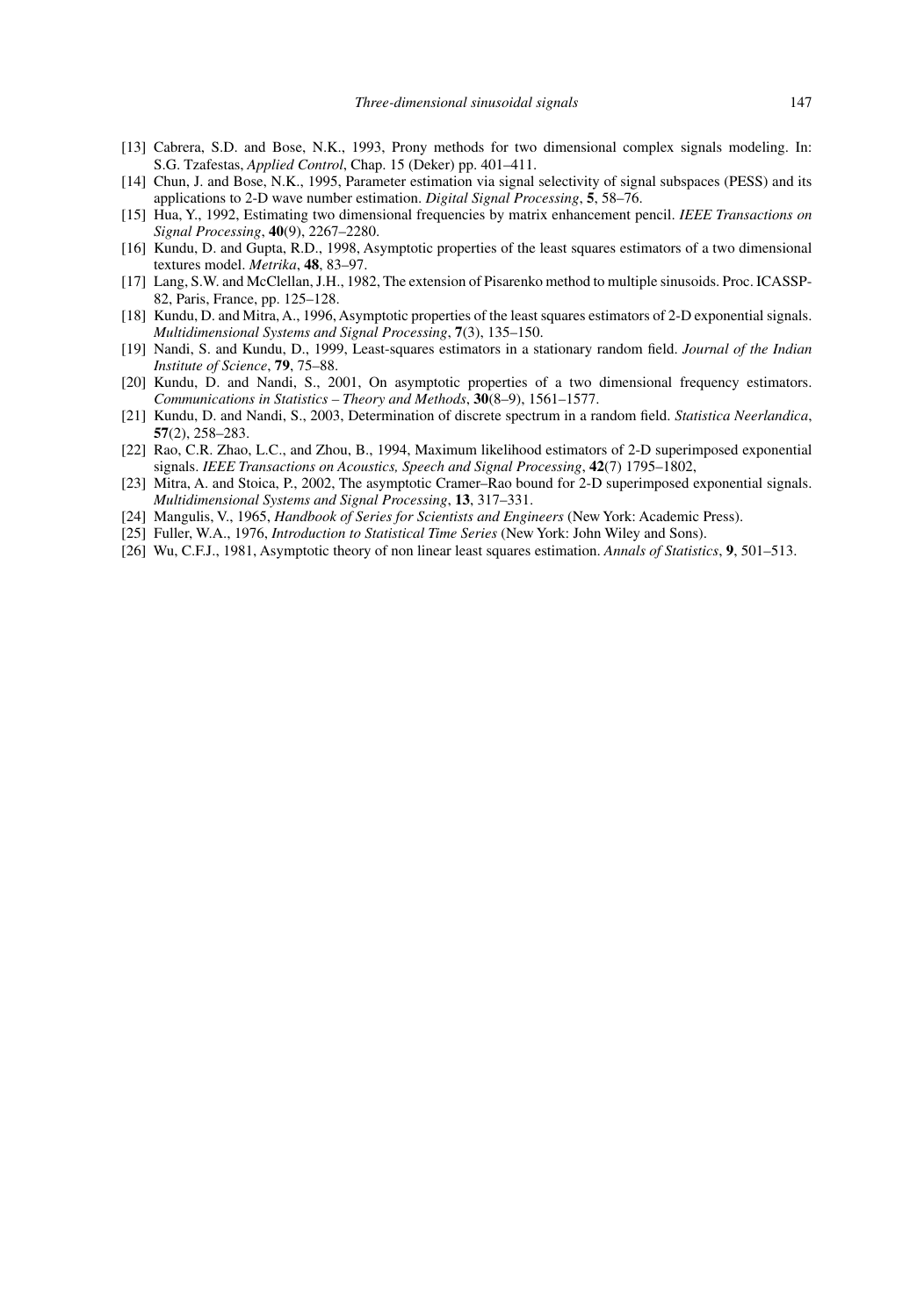[13] Cabrera, S.D. and Bose, N.K., 1993, Prony methods for two dimensional complex signals modeling. In: S.G. Tzafestas, *Applied Control*, Chap. 15 (Deker) pp. 401–411.

[14] Chun, J. and Bose, N.K., 1995, Parameter estimation via signal selectivity of signal subspaces (PESS) and its applications to 2-D wave number estimation. *Digital Signal Processing*, **5**, 58–76.

[15] Hua, Y., 1992, Estimating two dimensional frequencies by matrix enhancement pencil. *IEEE Transactions on Signal Processing*, **40**(9), 2267–2280.

[16] Kundu, D. and Gupta, R.D., 1998, Asymptotic properties of the least squares estimators of a two dimensional textures model. *Metrika*, **48**, 83–97.

[17] Lang, S.W. and McClellan, J.H., 1982, The extension of Pisarenko method to multiple sinusoids. Proc. ICASSP-82, Paris, France, pp. 125–128.

[18] Kundu, D. and Mitra, A., 1996, Asymptotic properties of the least squares estimators of 2-D exponential signals. *Multidimensional Systems and Signal Processing*, **7**(3), 135–150.

[19] Nandi, S. and Kundu, D., 1999, Least-squares estimators in a stationary random field. *Journal of the Indian Institute of Science*, **79**, 75–88.

[20] Kundu, D. and Nandi, S., 2001, On asymptotic properties of a two dimensional frequency estimators. *Communications in Statistics – Theory and Methods*, **30**(8–9), 1561–1577.

[21] Kundu, D. and Nandi, S., 2003, Determination of discrete spectrum in a random field. *Statistica Neerlandica*, **57**(2), 258–283.

[22] Rao, C.R. Zhao, L.C., and Zhou, B., 1994, Maximum likelihood estimators of 2-D superimposed exponential signals. *IEEE Transactions on Acoustics, Speech and Signal Processing*, **42**(7) 1795–1802,

[23] Mitra, A. and Stoica, P., 2002, The asymptotic Cramer–Rao bound for 2-D superimposed exponential signals. *Multidimensional Systems and Signal Processing*, **13**, 317–331.

[24] Mangulis, V., 1965, *Handbook of Series for Scientists and Engineers* (New York: Academic Press).

[25] Fuller, W.A., 1976, *Introduction to Statistical Time Series* (New York: John Wiley and Sons).

[26] Wu, C.F.J., 1981, Asymptotic theory of non linear least squares estimation. *Annals of Statistics*, **9**, 501–513.